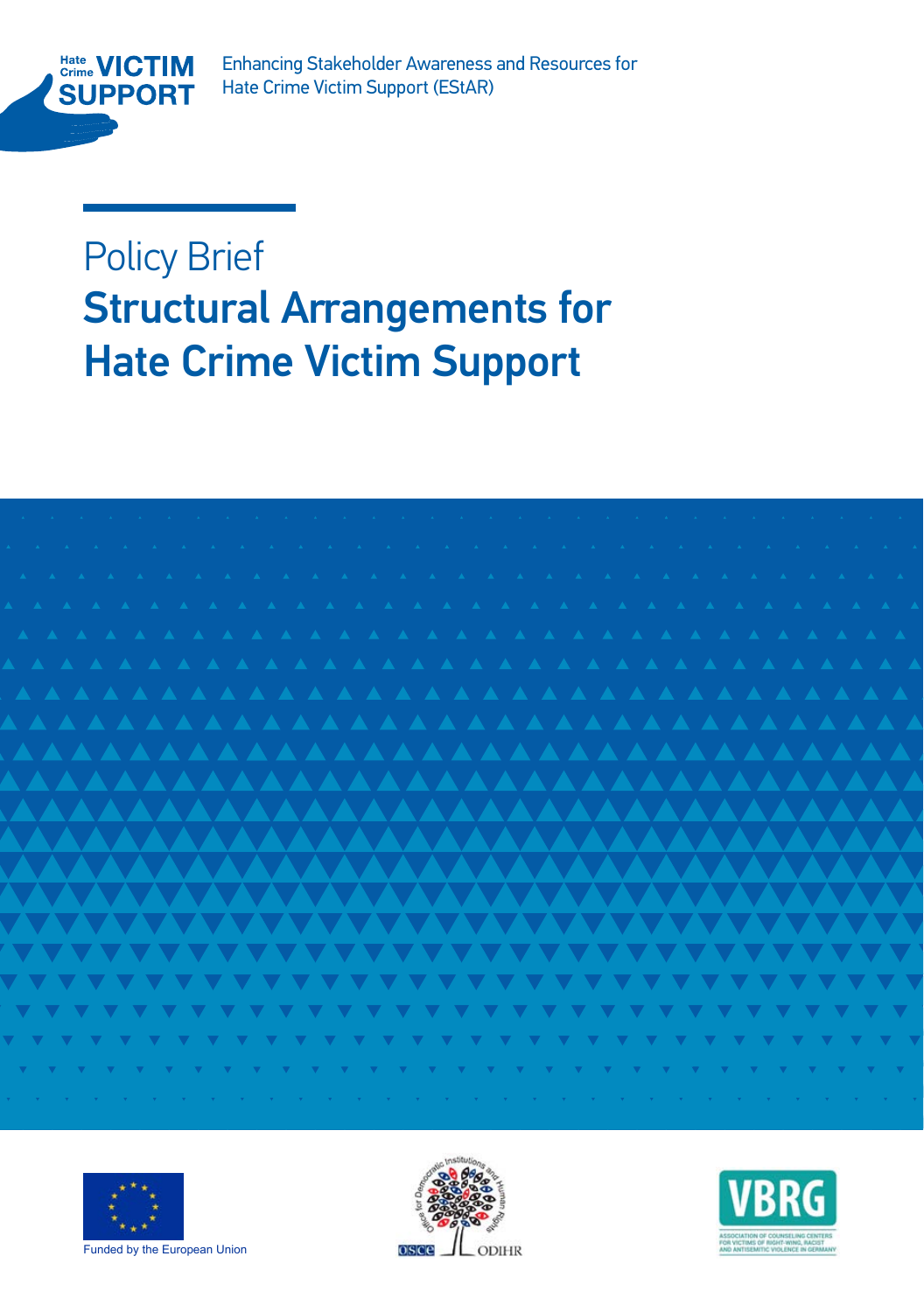Hate Crime VICTIM SUPPORT

Enhancing Stakeholder Awareness and Resources for Hate Crime Victim Support (EStAR)

# Policy Brief
# Structural Arrangements for Hate Crime Victim Support

Funded by the European Union

OSCE ODIHR

Office for Democratic Institutions and Human Rights

VBRG

ASSOCIATION OF COUNSELING CENTERS FOR VICTIMS OF RIGHT-WING, RACIST AND ANTISEMITIC VIOLENCE IN GERMANY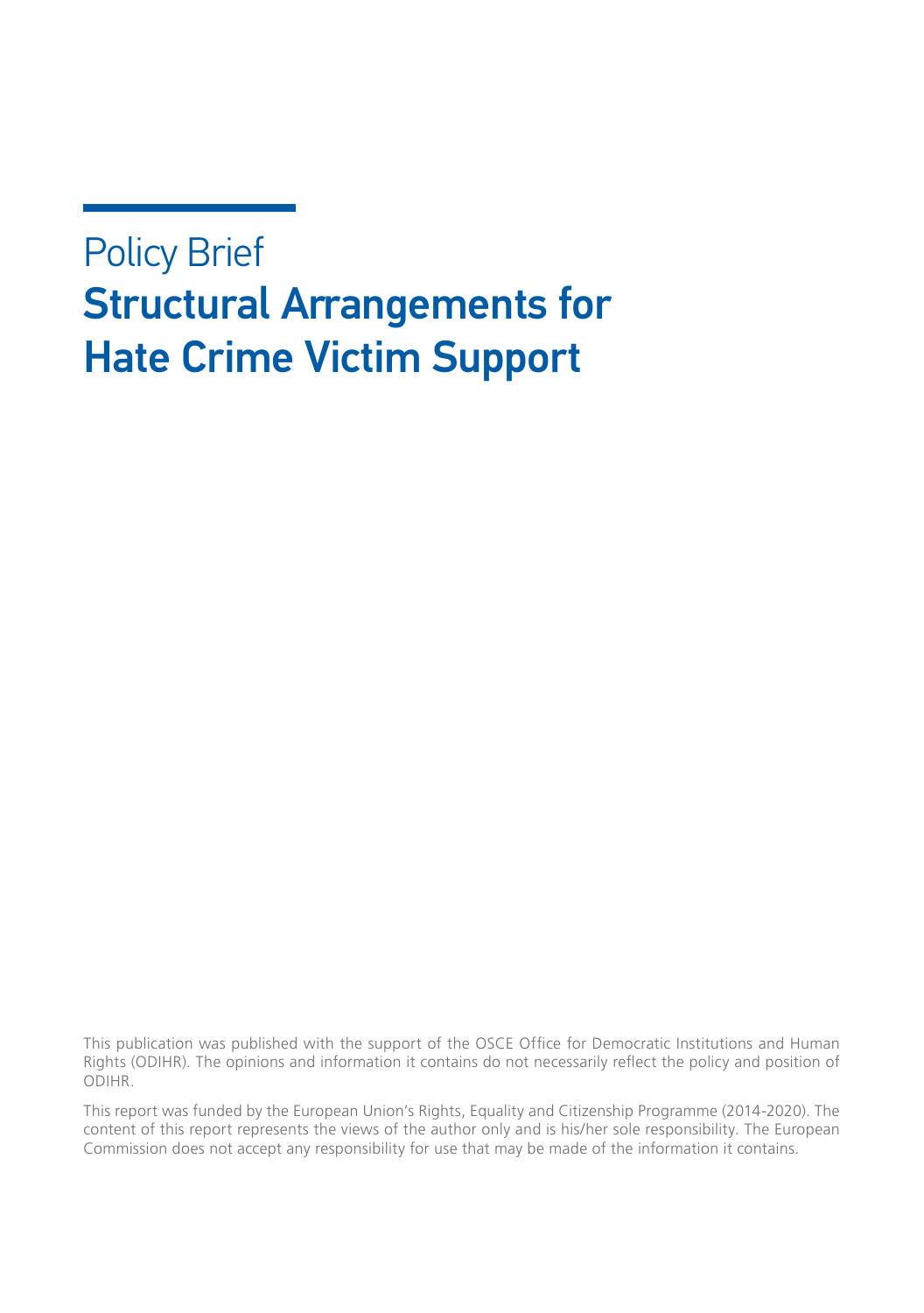Policy Brief

# Structural Arrangements for Hate Crime Victim Support

This publication was published with the support of the OSCE Office for Democratic Institutions and Human Rights (ODIHR). The opinions and information it contains do not necessarily reflect the policy and position of ODIHR.

This report was funded by the European Union's Rights, Equality and Citizenship Programme (2014-2020). The content of this report represents the views of the author only and is his/her sole responsibility. The European Commission does not accept any responsibility for use that may be made of the information it contains.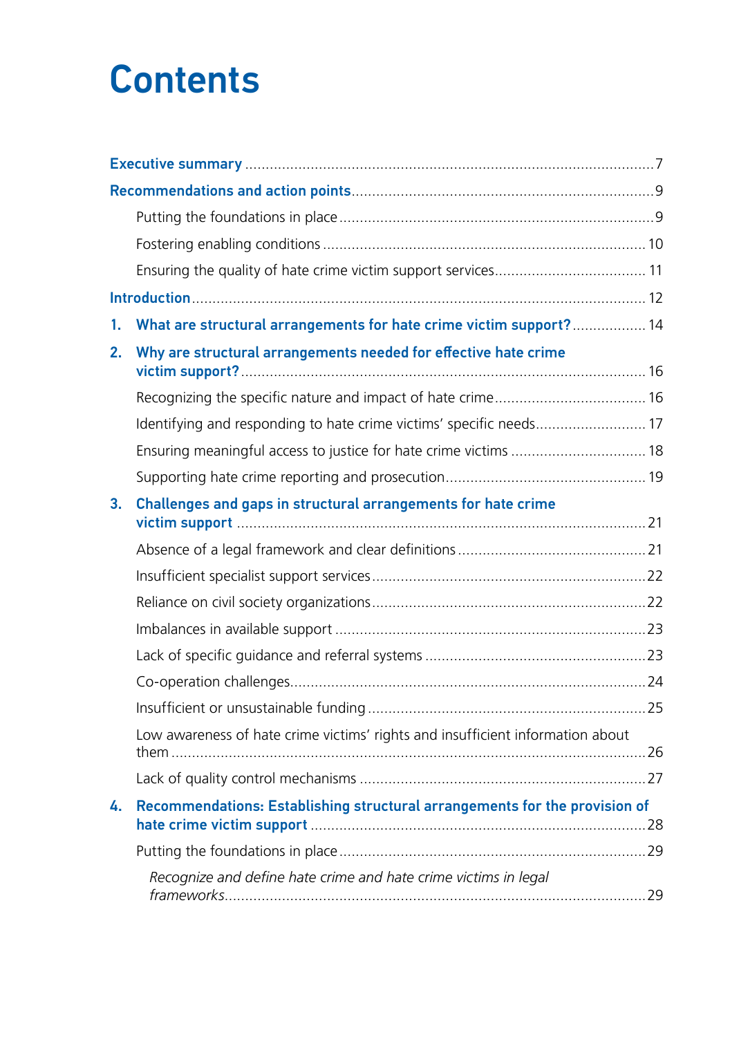# Contents

**Executive summary** ... 7

**Recommendations and action points** ... 9

- Putting the foundations in place ... 9
- Fostering enabling conditions ... 10
- Ensuring the quality of hate crime victim support services ... 11

**Introduction** ... 12

**1. What are structural arrangements for hate crime victim support?** ... 14

**2. Why are structural arrangements needed for effective hate crime victim support?** ... 16

- Recognizing the specific nature and impact of hate crime ... 16
- Identifying and responding to hate crime victims' specific needs ... 17
- Ensuring meaningful access to justice for hate crime victims ... 18
- Supporting hate crime reporting and prosecution ... 19

**3. Challenges and gaps in structural arrangements for hate crime victim support** ... 21

- Absence of a legal framework and clear definitions ... 21
- Insufficient specialist support services ... 22
- Reliance on civil society organizations ... 22
- Imbalances in available support ... 23
- Lack of specific guidance and referral systems ... 23
- Co-operation challenges ... 24
- Insufficient or unsustainable funding ... 25
- Low awareness of hate crime victims' rights and insufficient information about them ... 26
- Lack of quality control mechanisms ... 27

**4. Recommendations: Establishing structural arrangements for the provision of hate crime victim support** ... 28

- Putting the foundations in place ... 29
  - *Recognize and define hate crime and hate crime victims in legal frameworks* ... 29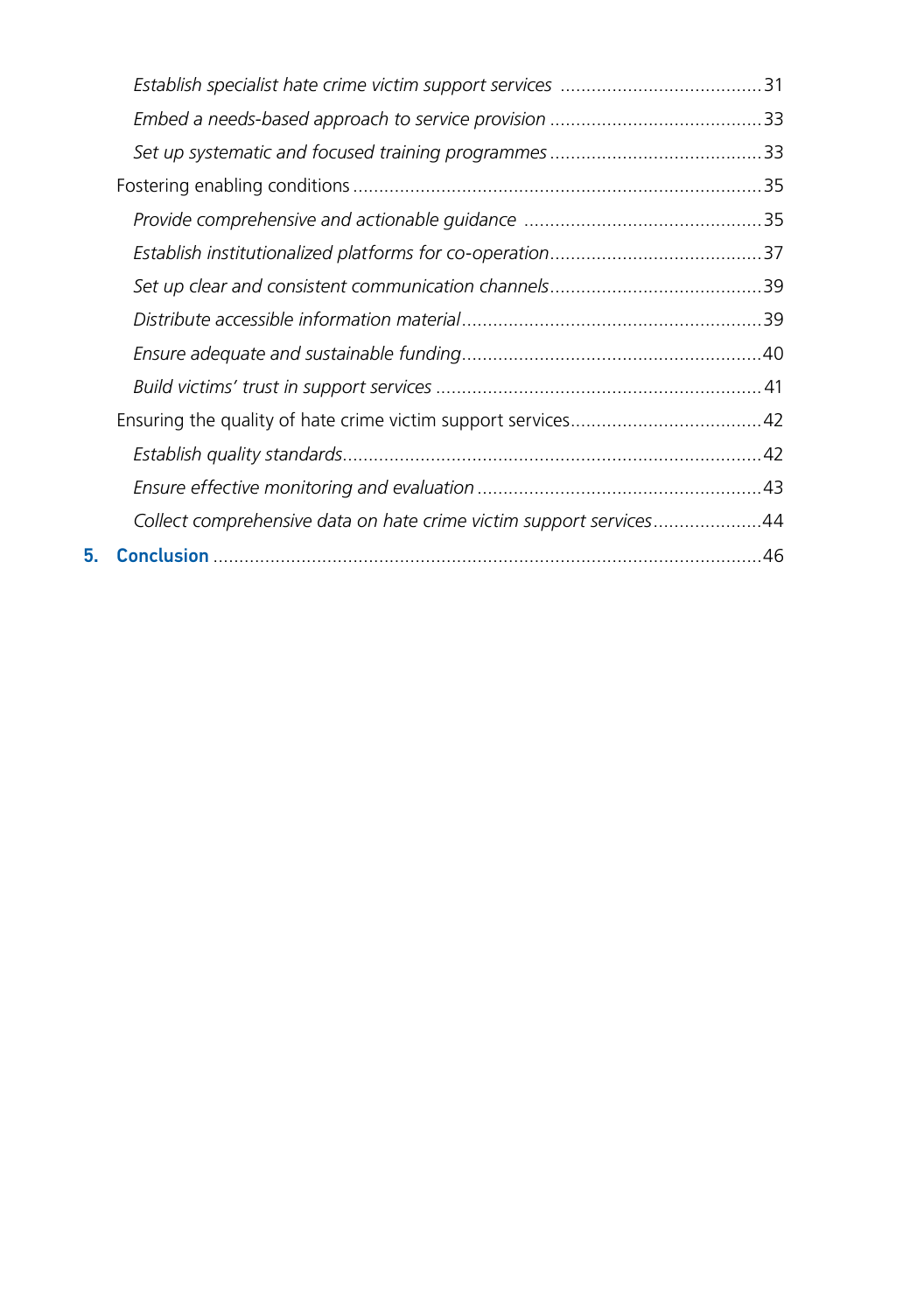*Establish specialist hate crime victim support services* ....................................... 31

*Embed a needs-based approach to service provision* ......................................... 33

*Set up systematic and focused training programmes* ......................................... 33

Fostering enabling conditions ............................................................................... 35

*Provide comprehensive and actionable guidance* .............................................. 35

*Establish institutionalized platforms for co-operation* ......................................... 37

*Set up clear and consistent communication channels* ......................................... 39

*Distribute accessible information material* .......................................................... 39

*Ensure adequate and sustainable funding* .......................................................... 40

*Build victims' trust in support services* ............................................................... 41

Ensuring the quality of hate crime victim support services ..................................... 42

*Establish quality standards* ................................................................................. 42

*Ensure effective monitoring and evaluation* ....................................................... 43

*Collect comprehensive data on hate crime victim support services* ..................... 44

**5. Conclusion** .......................................................................................................... 46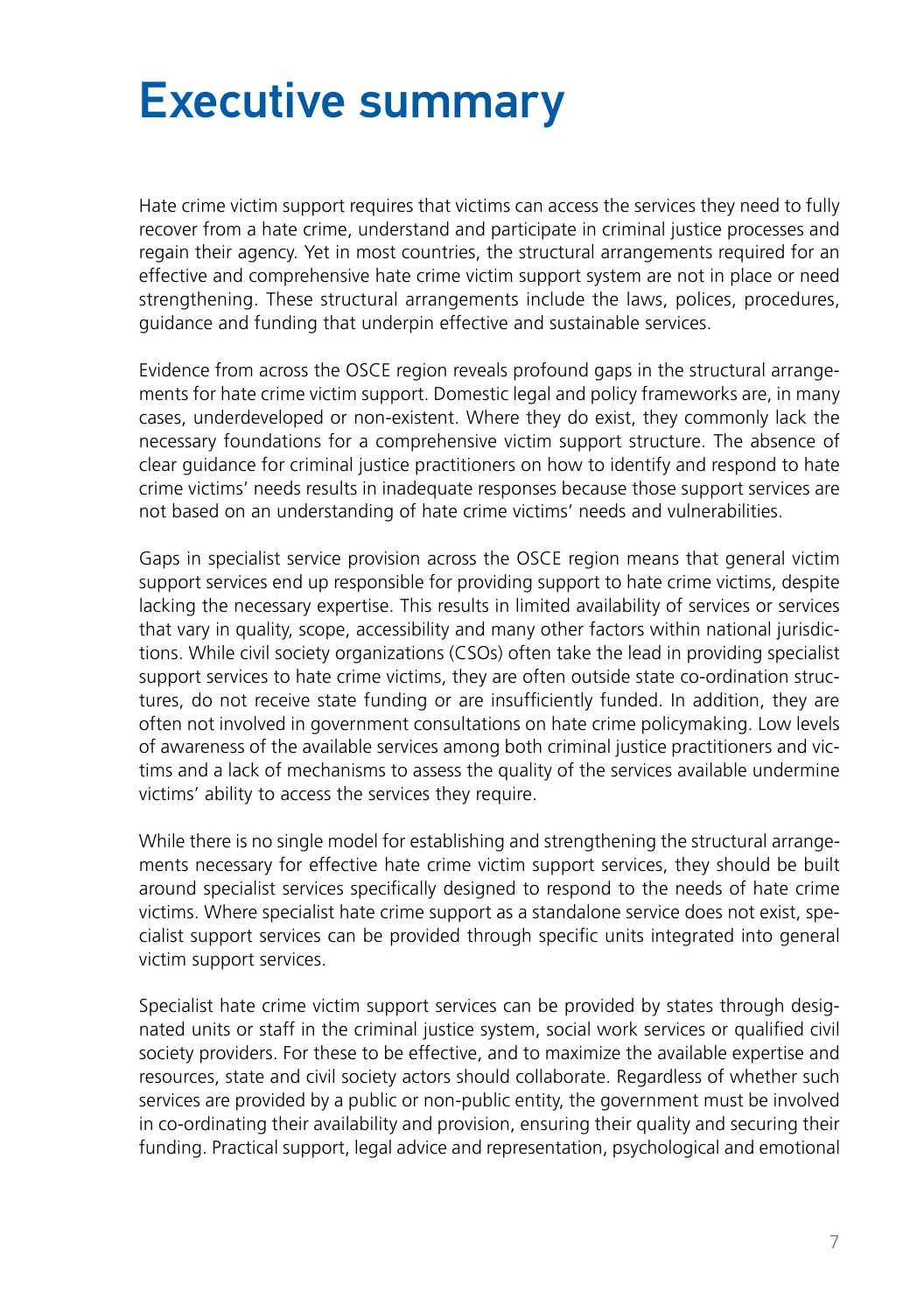# Executive summary

Hate crime victim support requires that victims can access the services they need to fully recover from a hate crime, understand and participate in criminal justice processes and regain their agency. Yet in most countries, the structural arrangements required for an effective and comprehensive hate crime victim support system are not in place or need strengthening. These structural arrangements include the laws, polices, procedures, guidance and funding that underpin effective and sustainable services.

Evidence from across the OSCE region reveals profound gaps in the structural arrangements for hate crime victim support. Domestic legal and policy frameworks are, in many cases, underdeveloped or non-existent. Where they do exist, they commonly lack the necessary foundations for a comprehensive victim support structure. The absence of clear guidance for criminal justice practitioners on how to identify and respond to hate crime victims' needs results in inadequate responses because those support services are not based on an understanding of hate crime victims' needs and vulnerabilities.

Gaps in specialist service provision across the OSCE region means that general victim support services end up responsible for providing support to hate crime victims, despite lacking the necessary expertise. This results in limited availability of services or services that vary in quality, scope, accessibility and many other factors within national jurisdictions. While civil society organizations (CSOs) often take the lead in providing specialist support services to hate crime victims, they are often outside state co-ordination structures, do not receive state funding or are insufficiently funded. In addition, they are often not involved in government consultations on hate crime policymaking. Low levels of awareness of the available services among both criminal justice practitioners and victims and a lack of mechanisms to assess the quality of the services available undermine victims' ability to access the services they require.

While there is no single model for establishing and strengthening the structural arrangements necessary for effective hate crime victim support services, they should be built around specialist services specifically designed to respond to the needs of hate crime victims. Where specialist hate crime support as a standalone service does not exist, specialist support services can be provided through specific units integrated into general victim support services.

Specialist hate crime victim support services can be provided by states through designated units or staff in the criminal justice system, social work services or qualified civil society providers. For these to be effective, and to maximize the available expertise and resources, state and civil society actors should collaborate. Regardless of whether such services are provided by a public or non-public entity, the government must be involved in co-ordinating their availability and provision, ensuring their quality and securing their funding. Practical support, legal advice and representation, psychological and emotional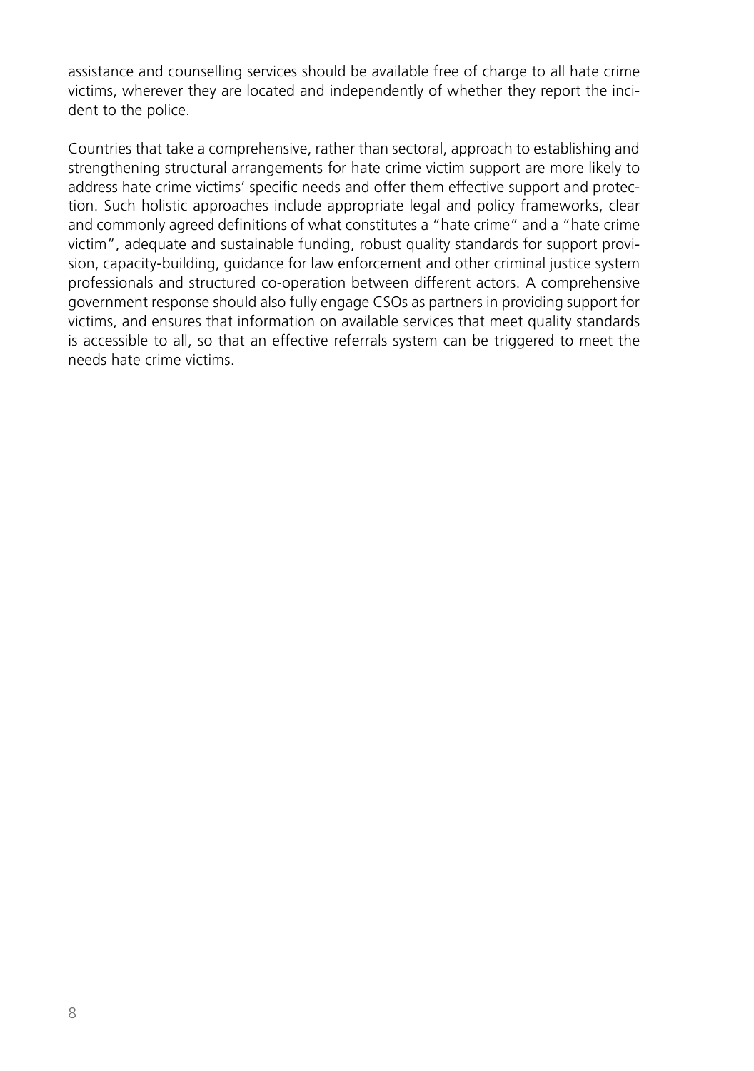assistance and counselling services should be available free of charge to all hate crime victims, wherever they are located and independently of whether they report the incident to the police.

Countries that take a comprehensive, rather than sectoral, approach to establishing and strengthening structural arrangements for hate crime victim support are more likely to address hate crime victims' specific needs and offer them effective support and protection. Such holistic approaches include appropriate legal and policy frameworks, clear and commonly agreed definitions of what constitutes a "hate crime" and a "hate crime victim", adequate and sustainable funding, robust quality standards for support provision, capacity-building, guidance for law enforcement and other criminal justice system professionals and structured co-operation between different actors. A comprehensive government response should also fully engage CSOs as partners in providing support for victims, and ensures that information on available services that meet quality standards is accessible to all, so that an effective referrals system can be triggered to meet the needs hate crime victims.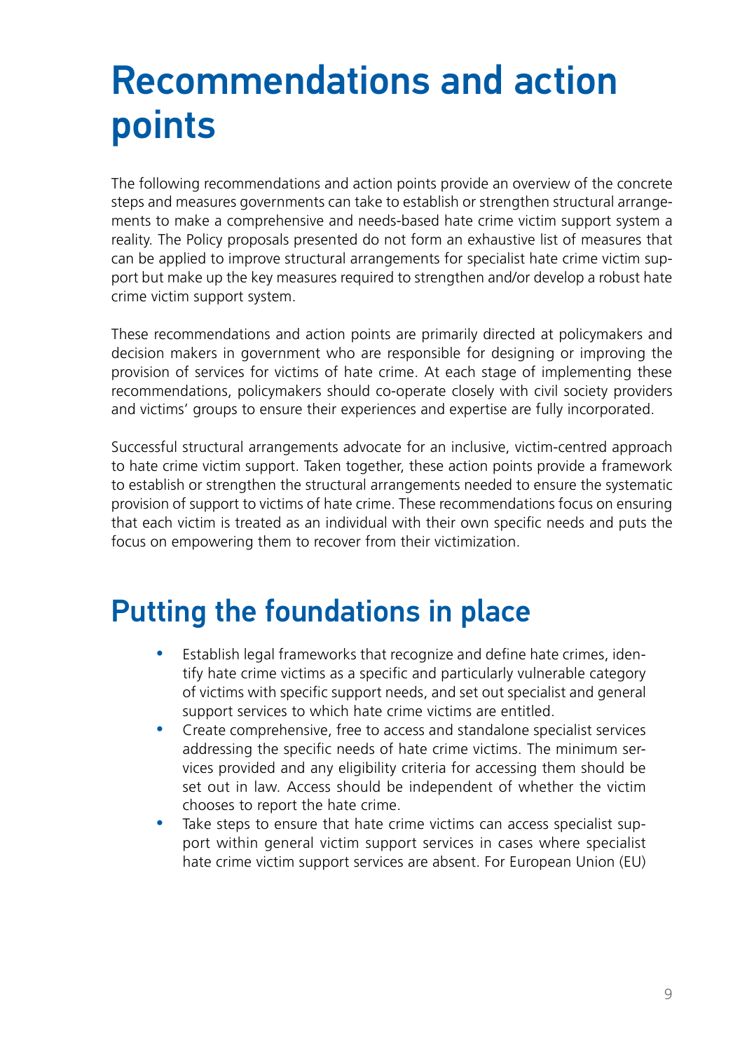# Recommendations and action points

The following recommendations and action points provide an overview of the concrete steps and measures governments can take to establish or strengthen structural arrangements to make a comprehensive and needs-based hate crime victim support system a reality. The Policy proposals presented do not form an exhaustive list of measures that can be applied to improve structural arrangements for specialist hate crime victim support but make up the key measures required to strengthen and/or develop a robust hate crime victim support system.

These recommendations and action points are primarily directed at policymakers and decision makers in government who are responsible for designing or improving the provision of services for victims of hate crime. At each stage of implementing these recommendations, policymakers should co-operate closely with civil society providers and victims' groups to ensure their experiences and expertise are fully incorporated.

Successful structural arrangements advocate for an inclusive, victim-centred approach to hate crime victim support. Taken together, these action points provide a framework to establish or strengthen the structural arrangements needed to ensure the systematic provision of support to victims of hate crime. These recommendations focus on ensuring that each victim is treated as an individual with their own specific needs and puts the focus on empowering them to recover from their victimization.

## Putting the foundations in place

- Establish legal frameworks that recognize and define hate crimes, identify hate crime victims as a specific and particularly vulnerable category of victims with specific support needs, and set out specialist and general support services to which hate crime victims are entitled.
- Create comprehensive, free to access and standalone specialist services addressing the specific needs of hate crime victims. The minimum services provided and any eligibility criteria for accessing them should be set out in law. Access should be independent of whether the victim chooses to report the hate crime.
- Take steps to ensure that hate crime victims can access specialist support within general victim support services in cases where specialist hate crime victim support services are absent. For European Union (EU)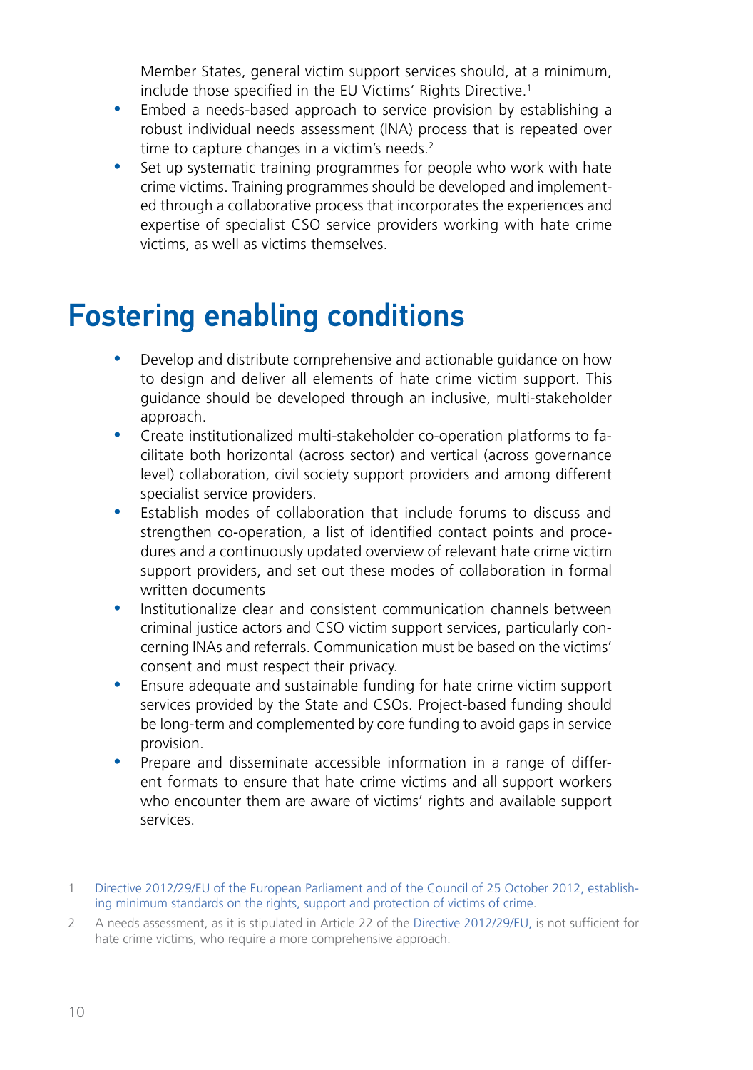Member States, general victim support services should, at a minimum, include those specified in the EU Victims' Rights Directive.[1]

- Embed a needs-based approach to service provision by establishing a robust individual needs assessment (INA) process that is repeated over time to capture changes in a victim's needs.[2]
- Set up systematic training programmes for people who work with hate crime victims. Training programmes should be developed and implemented through a collaborative process that incorporates the experiences and expertise of specialist CSO service providers working with hate crime victims, as well as victims themselves.

# Fostering enabling conditions

- Develop and distribute comprehensive and actionable guidance on how to design and deliver all elements of hate crime victim support. This guidance should be developed through an inclusive, multi-stakeholder approach.
- Create institutionalized multi-stakeholder co-operation platforms to facilitate both horizontal (across sector) and vertical (across governance level) collaboration, civil society support providers and among different specialist service providers.
- Establish modes of collaboration that include forums to discuss and strengthen co-operation, a list of identified contact points and procedures and a continuously updated overview of relevant hate crime victim support providers, and set out these modes of collaboration in formal written documents
- Institutionalize clear and consistent communication channels between criminal justice actors and CSO victim support services, particularly concerning INAs and referrals. Communication must be based on the victims' consent and must respect their privacy.
- Ensure adequate and sustainable funding for hate crime victim support services provided by the State and CSOs. Project-based funding should be long-term and complemented by core funding to avoid gaps in service provision.
- Prepare and disseminate accessible information in a range of different formats to ensure that hate crime victims and all support workers who encounter them are aware of victims' rights and available support services.

---

1 Directive 2012/29/EU of the European Parliament and of the Council of 25 October 2012, establishing minimum standards on the rights, support and protection of victims of crime.

2 A needs assessment, as it is stipulated in Article 22 of the Directive 2012/29/EU, is not sufficient for hate crime victims, who require a more comprehensive approach.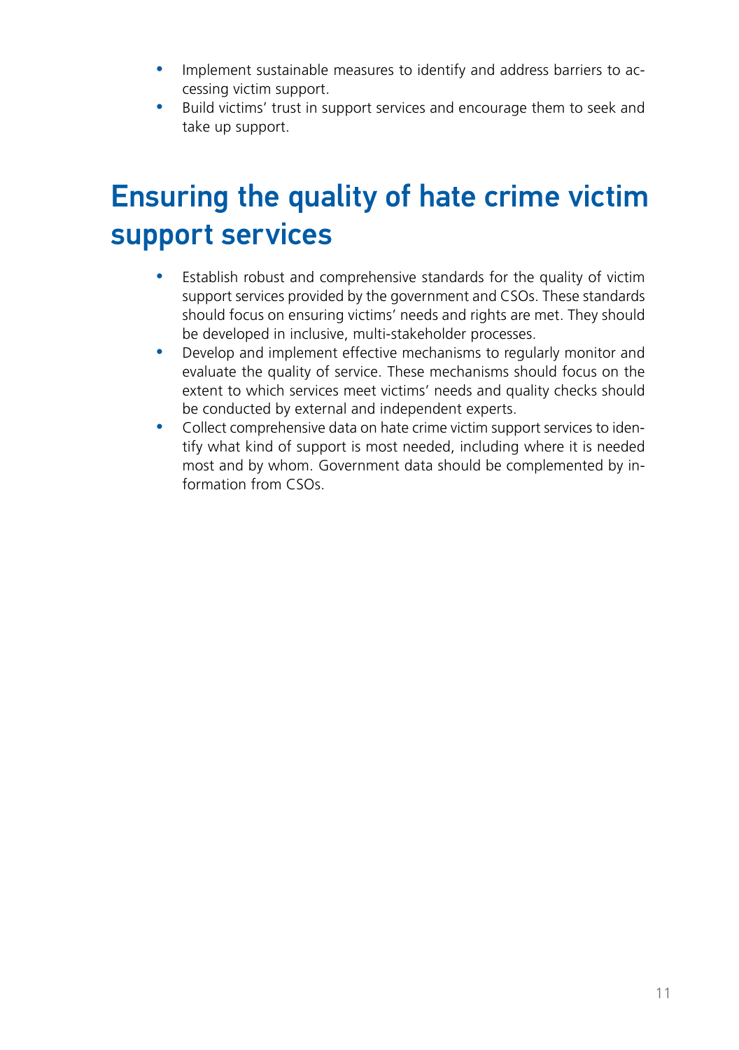- Implement sustainable measures to identify and address barriers to accessing victim support.
- Build victims' trust in support services and encourage them to seek and take up support.

## Ensuring the quality of hate crime victim support services

- Establish robust and comprehensive standards for the quality of victim support services provided by the government and CSOs. These standards should focus on ensuring victims' needs and rights are met. They should be developed in inclusive, multi-stakeholder processes.
- Develop and implement effective mechanisms to regularly monitor and evaluate the quality of service. These mechanisms should focus on the extent to which services meet victims' needs and quality checks should be conducted by external and independent experts.
- Collect comprehensive data on hate crime victim support services to identify what kind of support is most needed, including where it is needed most and by whom. Government data should be complemented by information from CSOs.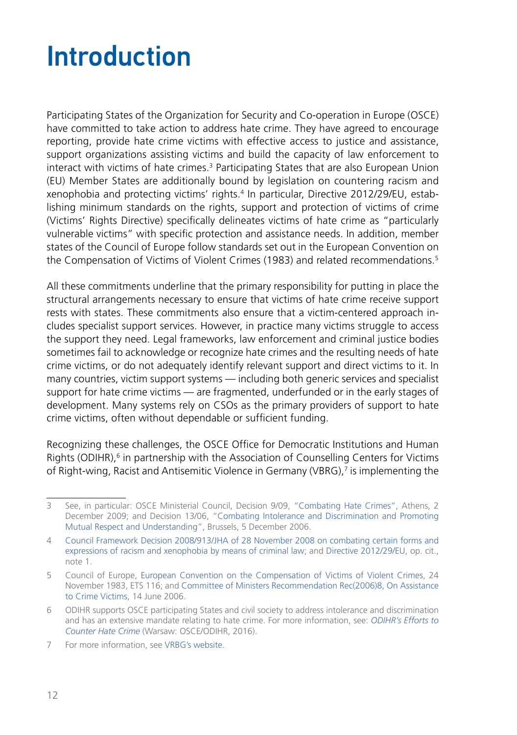# Introduction

Participating States of the Organization for Security and Co-operation in Europe (OSCE) have committed to take action to address hate crime. They have agreed to encourage reporting, provide hate crime victims with effective access to justice and assistance, support organizations assisting victims and build the capacity of law enforcement to interact with victims of hate crimes.[3] Participating States that are also European Union (EU) Member States are additionally bound by legislation on countering racism and xenophobia and protecting victims' rights.[4] In particular, Directive 2012/29/EU, establishing minimum standards on the rights, support and protection of victims of crime (Victims' Rights Directive) specifically delineates victims of hate crime as "particularly vulnerable victims" with specific protection and assistance needs. In addition, member states of the Council of Europe follow standards set out in the European Convention on the Compensation of Victims of Violent Crimes (1983) and related recommendations.[5]

All these commitments underline that the primary responsibility for putting in place the structural arrangements necessary to ensure that victims of hate crime receive support rests with states. These commitments also ensure that a victim-centered approach includes specialist support services. However, in practice many victims struggle to access the support they need. Legal frameworks, law enforcement and criminal justice bodies sometimes fail to acknowledge or recognize hate crimes and the resulting needs of hate crime victims, or do not adequately identify relevant support and direct victims to it. In many countries, victim support systems — including both generic services and specialist support for hate crime victims — are fragmented, underfunded or in the early stages of development. Many systems rely on CSOs as the primary providers of support to hate crime victims, often without dependable or sufficient funding.

Recognizing these challenges, the OSCE Office for Democratic Institutions and Human Rights (ODIHR),[6] in partnership with the Association of Counselling Centers for Victims of Right-wing, Racist and Antisemitic Violence in Germany (VBRG),[7] is implementing the

---

3 See, in particular: OSCE Ministerial Council, Decision 9/09, "Combating Hate Crimes", Athens, 2 December 2009; and Decision 13/06, "Combating Intolerance and Discrimination and Promoting Mutual Respect and Understanding", Brussels, 5 December 2006.

4 Council Framework Decision 2008/913/JHA of 28 November 2008 on combating certain forms and expressions of racism and xenophobia by means of criminal law; and Directive 2012/29/EU, op. cit., note 1.

5 Council of Europe, European Convention on the Compensation of Victims of Violent Crimes, 24 November 1983, ETS 116; and Committee of Ministers Recommendation Rec(2006)8, On Assistance to Crime Victims, 14 June 2006.

6 ODIHR supports OSCE participating States and civil society to address intolerance and discrimination and has an extensive mandate relating to hate crime. For more information, see: *ODIHR's Efforts to Counter Hate Crime* (Warsaw: OSCE/ODIHR, 2016).

7 For more information, see VRBG's website.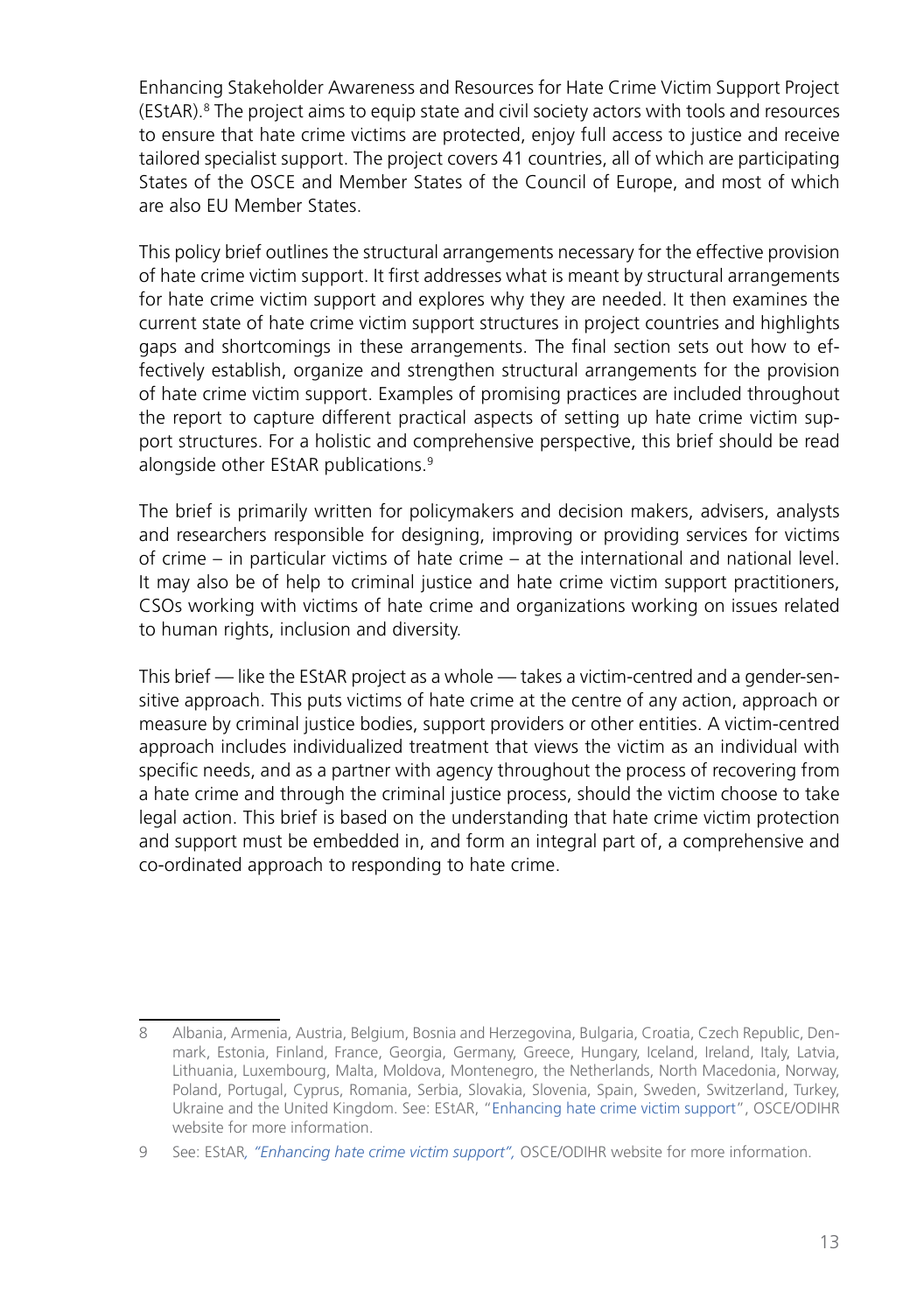Enhancing Stakeholder Awareness and Resources for Hate Crime Victim Support Project (EStAR).[8] The project aims to equip state and civil society actors with tools and resources to ensure that hate crime victims are protected, enjoy full access to justice and receive tailored specialist support. The project covers 41 countries, all of which are participating States of the OSCE and Member States of the Council of Europe, and most of which are also EU Member States.

This policy brief outlines the structural arrangements necessary for the effective provision of hate crime victim support. It first addresses what is meant by structural arrangements for hate crime victim support and explores why they are needed. It then examines the current state of hate crime victim support structures in project countries and highlights gaps and shortcomings in these arrangements. The final section sets out how to effectively establish, organize and strengthen structural arrangements for the provision of hate crime victim support. Examples of promising practices are included throughout the report to capture different practical aspects of setting up hate crime victim support structures. For a holistic and comprehensive perspective, this brief should be read alongside other EStAR publications.[9]

The brief is primarily written for policymakers and decision makers, advisers, analysts and researchers responsible for designing, improving or providing services for victims of crime – in particular victims of hate crime – at the international and national level. It may also be of help to criminal justice and hate crime victim support practitioners, CSOs working with victims of hate crime and organizations working on issues related to human rights, inclusion and diversity.

This brief — like the EStAR project as a whole — takes a victim-centred and a gender-sensitive approach. This puts victims of hate crime at the centre of any action, approach or measure by criminal justice bodies, support providers or other entities. A victim-centred approach includes individualized treatment that views the victim as an individual with specific needs, and as a partner with agency throughout the process of recovering from a hate crime and through the criminal justice process, should the victim choose to take legal action. This brief is based on the understanding that hate crime victim protection and support must be embedded in, and form an integral part of, a comprehensive and co-ordinated approach to responding to hate crime.

---

8 Albania, Armenia, Austria, Belgium, Bosnia and Herzegovina, Bulgaria, Croatia, Czech Republic, Denmark, Estonia, Finland, France, Georgia, Germany, Greece, Hungary, Iceland, Ireland, Italy, Latvia, Lithuania, Luxembourg, Malta, Moldova, Montenegro, the Netherlands, North Macedonia, Norway, Poland, Portugal, Cyprus, Romania, Serbia, Slovakia, Slovenia, Spain, Sweden, Switzerland, Turkey, Ukraine and the United Kingdom. See: EStAR, "Enhancing hate crime victim support", OSCE/ODIHR website for more information.

9 See: EStAR, *"Enhancing hate crime victim support",* OSCE/ODIHR website for more information.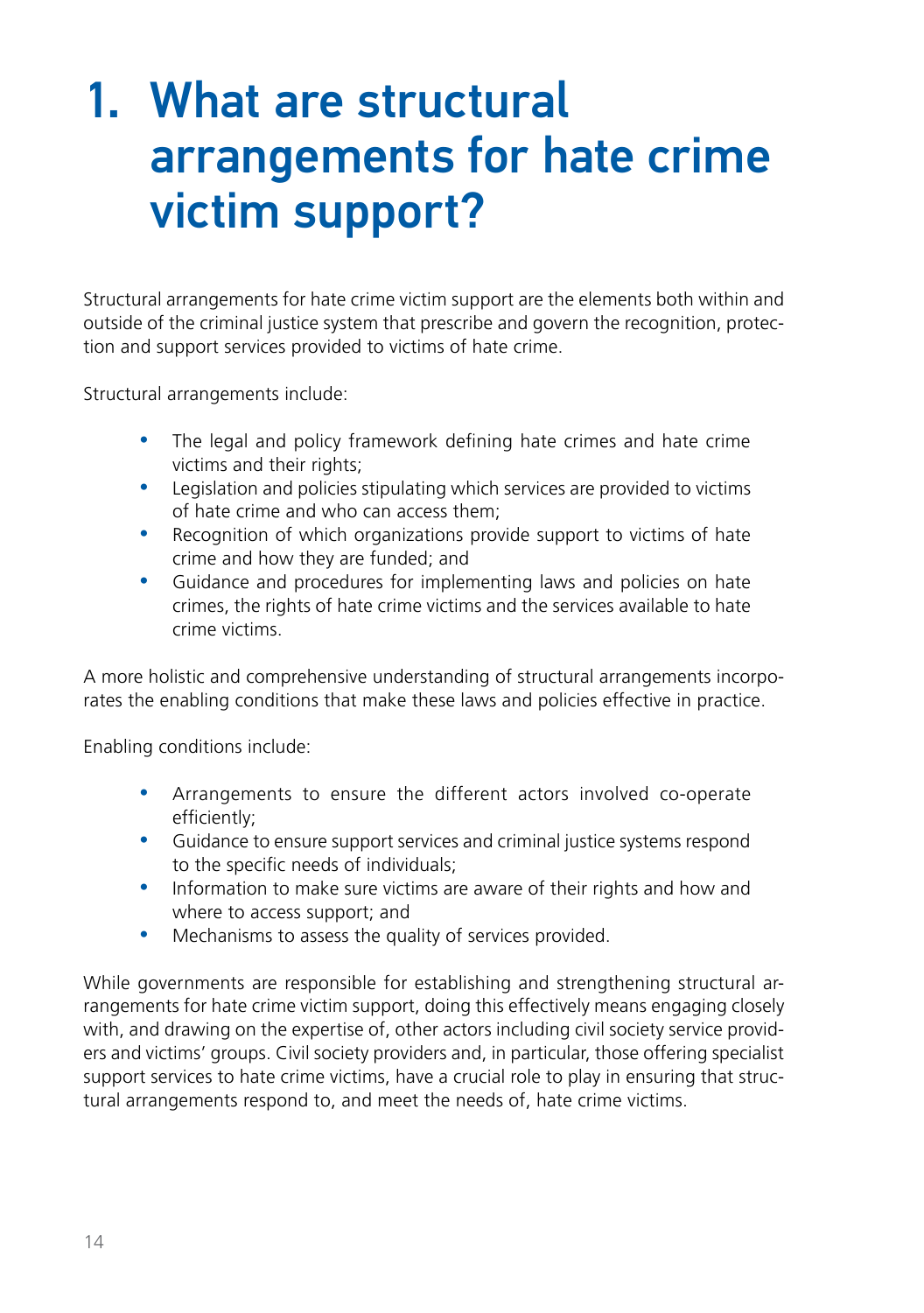# 1. What are structural arrangements for hate crime victim support?

Structural arrangements for hate crime victim support are the elements both within and outside of the criminal justice system that prescribe and govern the recognition, protection and support services provided to victims of hate crime.

Structural arrangements include:

- The legal and policy framework defining hate crimes and hate crime victims and their rights;
- Legislation and policies stipulating which services are provided to victims of hate crime and who can access them;
- Recognition of which organizations provide support to victims of hate crime and how they are funded; and
- Guidance and procedures for implementing laws and policies on hate crimes, the rights of hate crime victims and the services available to hate crime victims.

A more holistic and comprehensive understanding of structural arrangements incorporates the enabling conditions that make these laws and policies effective in practice.

Enabling conditions include:

- Arrangements to ensure the different actors involved co-operate efficiently;
- Guidance to ensure support services and criminal justice systems respond to the specific needs of individuals;
- Information to make sure victims are aware of their rights and how and where to access support; and
- Mechanisms to assess the quality of services provided.

While governments are responsible for establishing and strengthening structural arrangements for hate crime victim support, doing this effectively means engaging closely with, and drawing on the expertise of, other actors including civil society service providers and victims' groups. Civil society providers and, in particular, those offering specialist support services to hate crime victims, have a crucial role to play in ensuring that structural arrangements respond to, and meet the needs of, hate crime victims.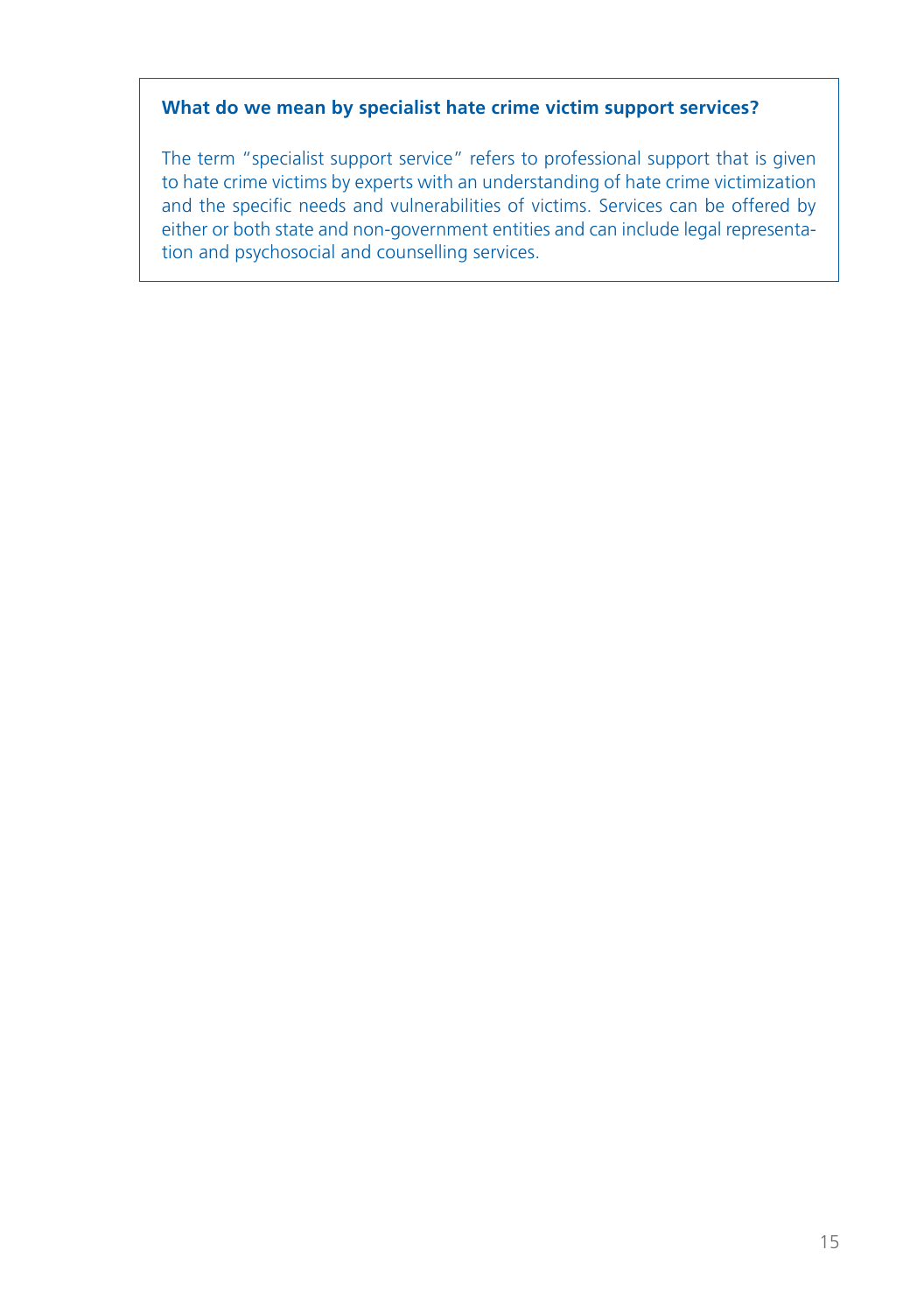### What do we mean by specialist hate crime victim support services?

The term "specialist support service" refers to professional support that is given to hate crime victims by experts with an understanding of hate crime victimization and the specific needs and vulnerabilities of victims. Services can be offered by either or both state and non-government entities and can include legal representation and psychosocial and counselling services.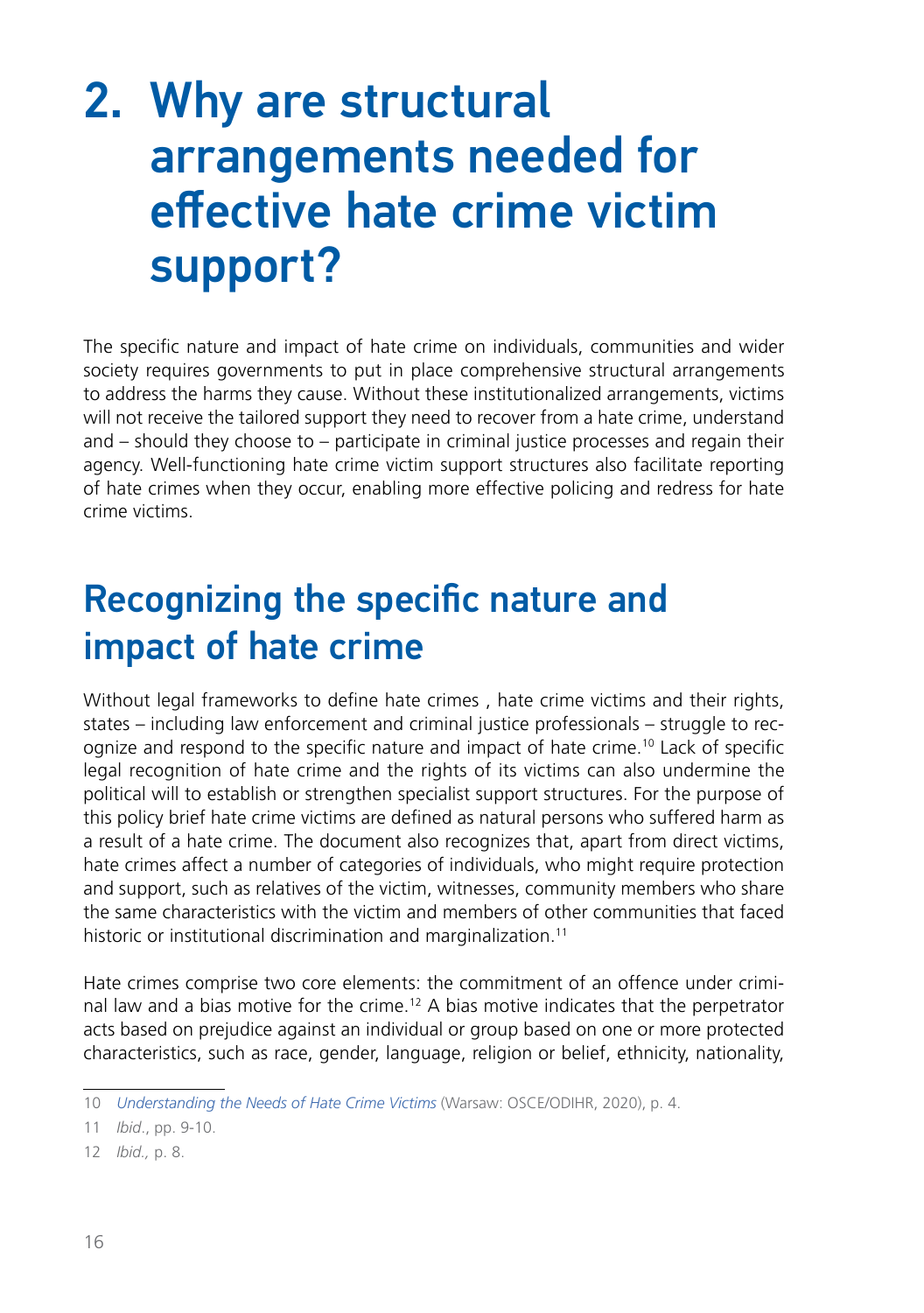# 2. Why are structural arrangements needed for effective hate crime victim support?

The specific nature and impact of hate crime on individuals, communities and wider society requires governments to put in place comprehensive structural arrangements to address the harms they cause. Without these institutionalized arrangements, victims will not receive the tailored support they need to recover from a hate crime, understand and – should they choose to – participate in criminal justice processes and regain their agency. Well-functioning hate crime victim support structures also facilitate reporting of hate crimes when they occur, enabling more effective policing and redress for hate crime victims.

## Recognizing the specific nature and impact of hate crime

Without legal frameworks to define hate crimes , hate crime victims and their rights, states – including law enforcement and criminal justice professionals – struggle to recognize and respond to the specific nature and impact of hate crime.[10] Lack of specific legal recognition of hate crime and the rights of its victims can also undermine the political will to establish or strengthen specialist support structures. For the purpose of this policy brief hate crime victims are defined as natural persons who suffered harm as a result of a hate crime. The document also recognizes that, apart from direct victims, hate crimes affect a number of categories of individuals, who might require protection and support, such as relatives of the victim, witnesses, community members who share the same characteristics with the victim and members of other communities that faced historic or institutional discrimination and marginalization.[11]

Hate crimes comprise two core elements: the commitment of an offence under criminal law and a bias motive for the crime.[12] A bias motive indicates that the perpetrator acts based on prejudice against an individual or group based on one or more protected characteristics, such as race, gender, language, religion or belief, ethnicity, nationality,

---

10 *Understanding the Needs of Hate Crime Victims* (Warsaw: OSCE/ODIHR, 2020), p. 4.

11 *Ibid*., pp. 9-10.

12 *Ibid.,* p. 8.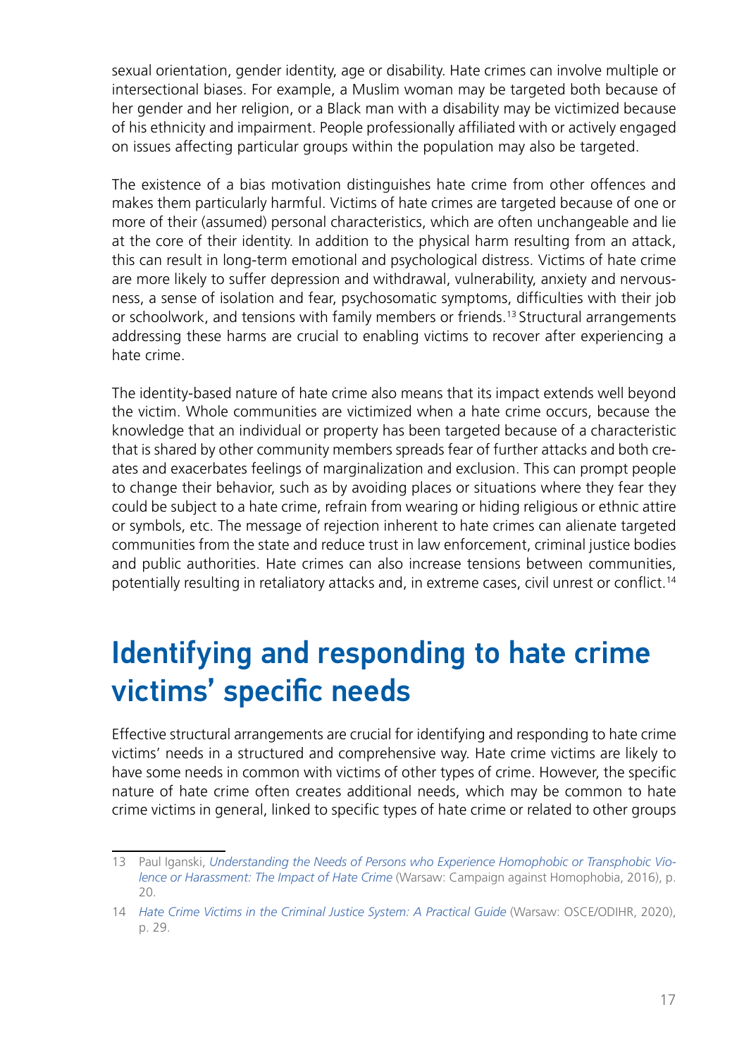sexual orientation, gender identity, age or disability. Hate crimes can involve multiple or intersectional biases. For example, a Muslim woman may be targeted both because of her gender and her religion, or a Black man with a disability may be victimized because of his ethnicity and impairment. People professionally affiliated with or actively engaged on issues affecting particular groups within the population may also be targeted.

The existence of a bias motivation distinguishes hate crime from other offences and makes them particularly harmful. Victims of hate crimes are targeted because of one or more of their (assumed) personal characteristics, which are often unchangeable and lie at the core of their identity. In addition to the physical harm resulting from an attack, this can result in long-term emotional and psychological distress. Victims of hate crime are more likely to suffer depression and withdrawal, vulnerability, anxiety and nervousness, a sense of isolation and fear, psychosomatic symptoms, difficulties with their job or schoolwork, and tensions with family members or friends.[13] Structural arrangements addressing these harms are crucial to enabling victims to recover after experiencing a hate crime.

The identity-based nature of hate crime also means that its impact extends well beyond the victim. Whole communities are victimized when a hate crime occurs, because the knowledge that an individual or property has been targeted because of a characteristic that is shared by other community members spreads fear of further attacks and both creates and exacerbates feelings of marginalization and exclusion. This can prompt people to change their behavior, such as by avoiding places or situations where they fear they could be subject to a hate crime, refrain from wearing or hiding religious or ethnic attire or symbols, etc. The message of rejection inherent to hate crimes can alienate targeted communities from the state and reduce trust in law enforcement, criminal justice bodies and public authorities. Hate crimes can also increase tensions between communities, potentially resulting in retaliatory attacks and, in extreme cases, civil unrest or conflict.[14]

# Identifying and responding to hate crime victims' specific needs

Effective structural arrangements are crucial for identifying and responding to hate crime victims' needs in a structured and comprehensive way. Hate crime victims are likely to have some needs in common with victims of other types of crime. However, the specific nature of hate crime often creates additional needs, which may be common to hate crime victims in general, linked to specific types of hate crime or related to other groups

---

13 Paul Iganski, *Understanding the Needs of Persons who Experience Homophobic or Transphobic Violence or Harassment: The Impact of Hate Crime* (Warsaw: Campaign against Homophobia, 2016), p. 20.

14 *Hate Crime Victims in the Criminal Justice System: A Practical Guide* (Warsaw: OSCE/ODIHR, 2020), p. 29.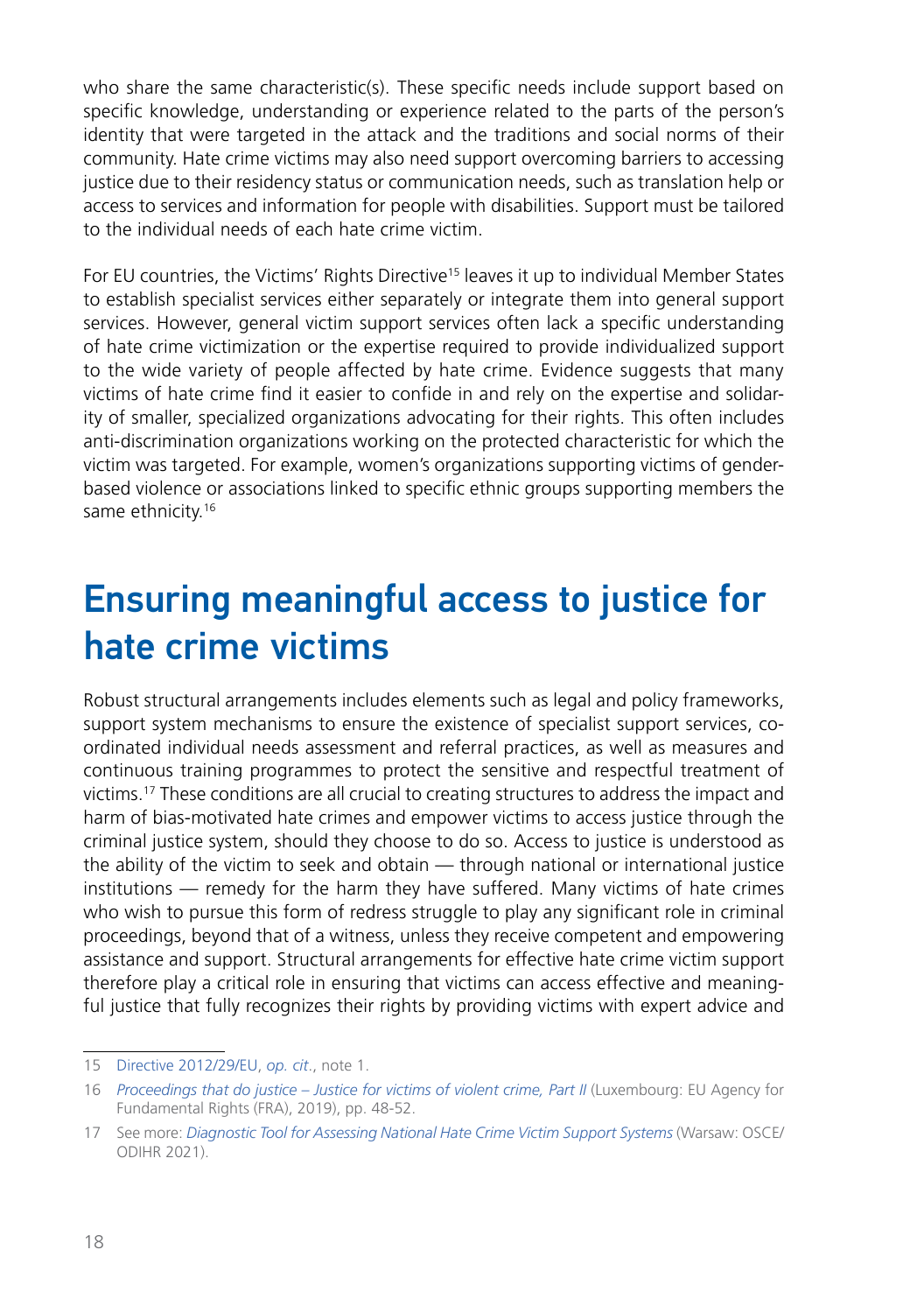who share the same characteristic(s). These specific needs include support based on specific knowledge, understanding or experience related to the parts of the person's identity that were targeted in the attack and the traditions and social norms of their community. Hate crime victims may also need support overcoming barriers to accessing justice due to their residency status or communication needs, such as translation help or access to services and information for people with disabilities. Support must be tailored to the individual needs of each hate crime victim.

For EU countries, the Victims' Rights Directive[15] leaves it up to individual Member States to establish specialist services either separately or integrate them into general support services. However, general victim support services often lack a specific understanding of hate crime victimization or the expertise required to provide individualized support to the wide variety of people affected by hate crime. Evidence suggests that many victims of hate crime find it easier to confide in and rely on the expertise and solidarity of smaller, specialized organizations advocating for their rights. This often includes anti-discrimination organizations working on the protected characteristic for which the victim was targeted. For example, women's organizations supporting victims of gender-based violence or associations linked to specific ethnic groups supporting members the same ethnicity.[16]

# Ensuring meaningful access to justice for hate crime victims

Robust structural arrangements includes elements such as legal and policy frameworks, support system mechanisms to ensure the existence of specialist support services, co-ordinated individual needs assessment and referral practices, as well as measures and continuous training programmes to protect the sensitive and respectful treatment of victims.[17] These conditions are all crucial to creating structures to address the impact and harm of bias-motivated hate crimes and empower victims to access justice through the criminal justice system, should they choose to do so. Access to justice is understood as the ability of the victim to seek and obtain — through national or international justice institutions — remedy for the harm they have suffered. Many victims of hate crimes who wish to pursue this form of redress struggle to play any significant role in criminal proceedings, beyond that of a witness, unless they receive competent and empowering assistance and support. Structural arrangements for effective hate crime victim support therefore play a critical role in ensuring that victims can access effective and meaningful justice that fully recognizes their rights by providing victims with expert advice and

---

15 Directive 2012/29/EU, *op. cit.*, note 1.

16 *Proceedings that do justice – Justice for victims of violent crime, Part II* (Luxembourg: EU Agency for Fundamental Rights (FRA), 2019), pp. 48-52.

17 See more: *Diagnostic Tool for Assessing National Hate Crime Victim Support Systems* (Warsaw: OSCE/ODIHR 2021).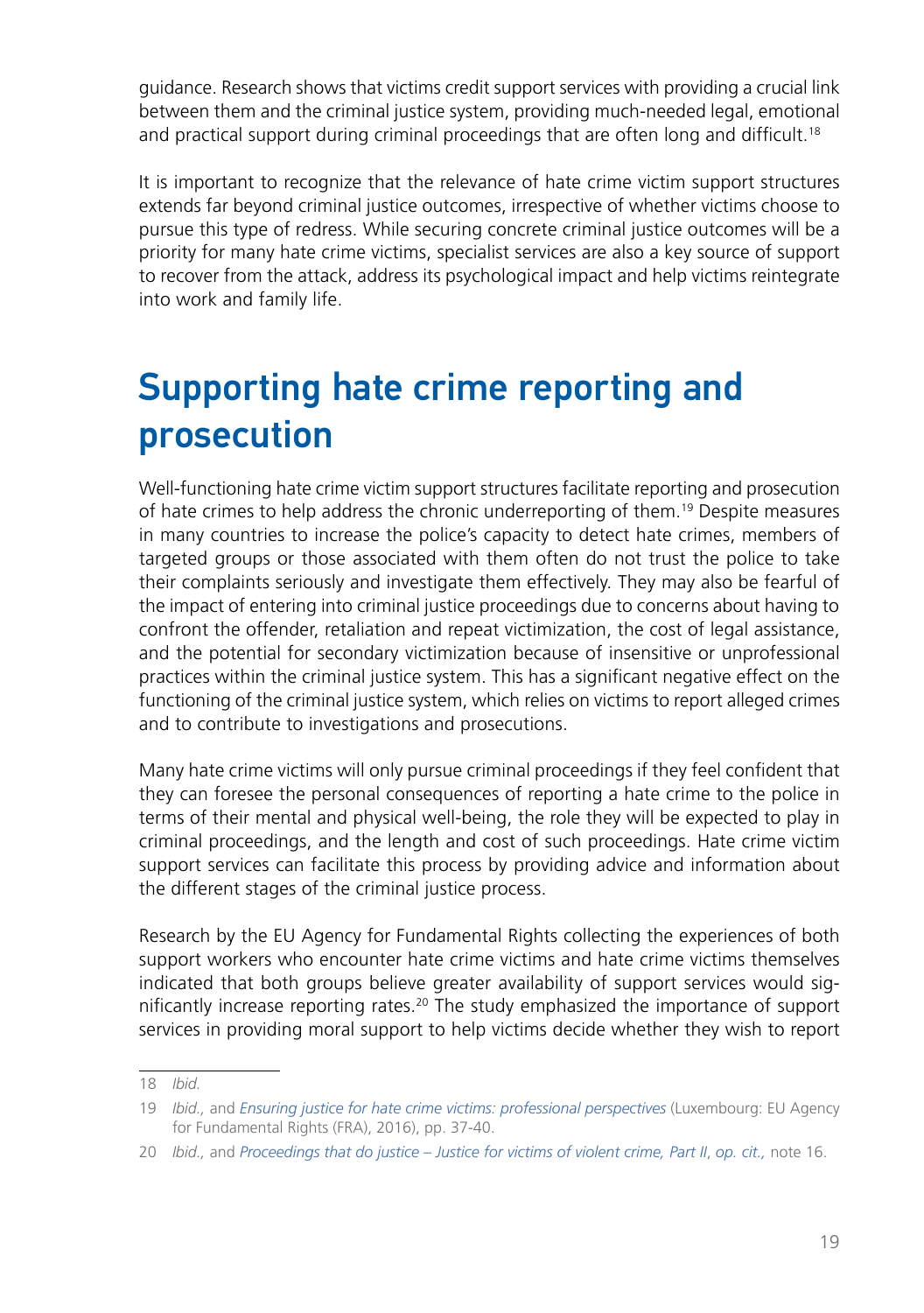guidance. Research shows that victims credit support services with providing a crucial link between them and the criminal justice system, providing much-needed legal, emotional and practical support during criminal proceedings that are often long and difficult.[18]

It is important to recognize that the relevance of hate crime victim support structures extends far beyond criminal justice outcomes, irrespective of whether victims choose to pursue this type of redress. While securing concrete criminal justice outcomes will be a priority for many hate crime victims, specialist services are also a key source of support to recover from the attack, address its psychological impact and help victims reintegrate into work and family life.

# Supporting hate crime reporting and prosecution

Well-functioning hate crime victim support structures facilitate reporting and prosecution of hate crimes to help address the chronic underreporting of them.[19] Despite measures in many countries to increase the police's capacity to detect hate crimes, members of targeted groups or those associated with them often do not trust the police to take their complaints seriously and investigate them effectively. They may also be fearful of the impact of entering into criminal justice proceedings due to concerns about having to confront the offender, retaliation and repeat victimization, the cost of legal assistance, and the potential for secondary victimization because of insensitive or unprofessional practices within the criminal justice system. This has a significant negative effect on the functioning of the criminal justice system, which relies on victims to report alleged crimes and to contribute to investigations and prosecutions.

Many hate crime victims will only pursue criminal proceedings if they feel confident that they can foresee the personal consequences of reporting a hate crime to the police in terms of their mental and physical well-being, the role they will be expected to play in criminal proceedings, and the length and cost of such proceedings. Hate crime victim support services can facilitate this process by providing advice and information about the different stages of the criminal justice process.

Research by the EU Agency for Fundamental Rights collecting the experiences of both support workers who encounter hate crime victims and hate crime victims themselves indicated that both groups believe greater availability of support services would significantly increase reporting rates.[20] The study emphasized the importance of support services in providing moral support to help victims decide whether they wish to report

---

18 *Ibid.*

19 *Ibid.,* and *Ensuring justice for hate crime victims: professional perspectives* (Luxembourg: EU Agency for Fundamental Rights (FRA), 2016), pp. 37-40.

20 *Ibid.,* and *Proceedings that do justice – Justice for victims of violent crime, Part II*, *op. cit.,* note 16.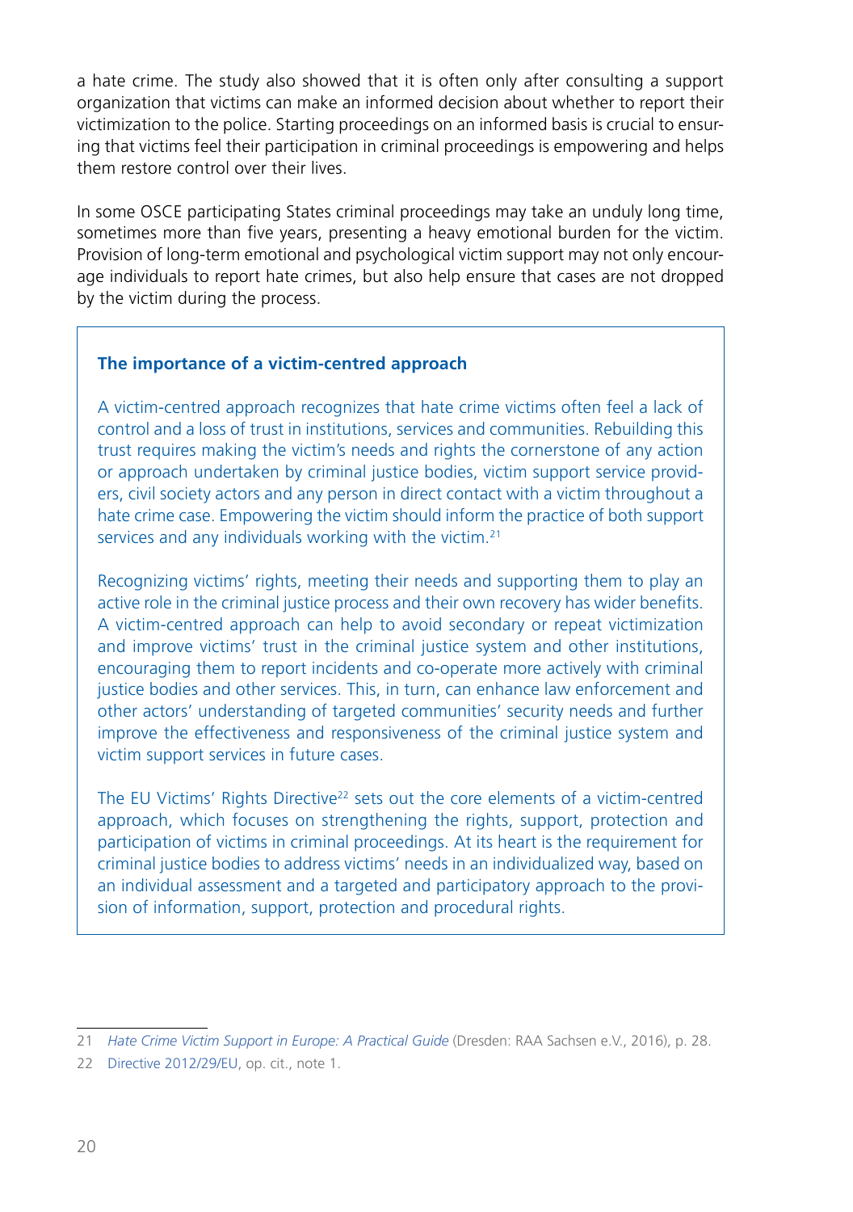a hate crime. The study also showed that it is often only after consulting a support organization that victims can make an informed decision about whether to report their victimization to the police. Starting proceedings on an informed basis is crucial to ensuring that victims feel their participation in criminal proceedings is empowering and helps them restore control over their lives.

In some OSCE participating States criminal proceedings may take an unduly long time, sometimes more than five years, presenting a heavy emotional burden for the victim. Provision of long-term emotional and psychological victim support may not only encourage individuals to report hate crimes, but also help ensure that cases are not dropped by the victim during the process.

> **The importance of a victim-centred approach**
>
> A victim-centred approach recognizes that hate crime victims often feel a lack of control and a loss of trust in institutions, services and communities. Rebuilding this trust requires making the victim's needs and rights the cornerstone of any action or approach undertaken by criminal justice bodies, victim support service providers, civil society actors and any person in direct contact with a victim throughout a hate crime case. Empowering the victim should inform the practice of both support services and any individuals working with the victim.[21]
>
> Recognizing victims' rights, meeting their needs and supporting them to play an active role in the criminal justice process and their own recovery has wider benefits. A victim-centred approach can help to avoid secondary or repeat victimization and improve victims' trust in the criminal justice system and other institutions, encouraging them to report incidents and co-operate more actively with criminal justice bodies and other services. This, in turn, can enhance law enforcement and other actors' understanding of targeted communities' security needs and further improve the effectiveness and responsiveness of the criminal justice system and victim support services in future cases.
>
> The EU Victims' Rights Directive[22] sets out the core elements of a victim-centred approach, which focuses on strengthening the rights, support, protection and participation of victims in criminal proceedings. At its heart is the requirement for criminal justice bodies to address victims' needs in an individualized way, based on an individual assessment and a targeted and participatory approach to the provision of information, support, protection and procedural rights.

---

21 *Hate Crime Victim Support in Europe: A Practical Guide* (Dresden: RAA Sachsen e.V., 2016), p. 28.

22 Directive 2012/29/EU, op. cit., note 1.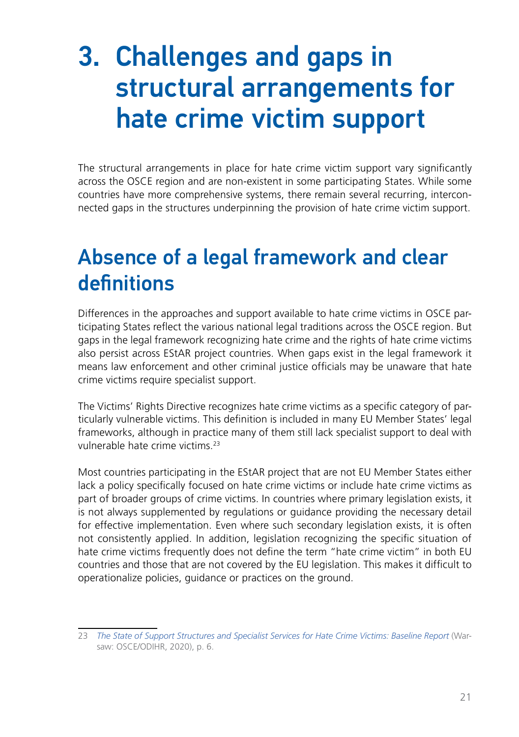# 3. Challenges and gaps in structural arrangements for hate crime victim support

The structural arrangements in place for hate crime victim support vary significantly across the OSCE region and are non-existent in some participating States. While some countries have more comprehensive systems, there remain several recurring, interconnected gaps in the structures underpinning the provision of hate crime victim support.

## Absence of a legal framework and clear definitions

Differences in the approaches and support available to hate crime victims in OSCE participating States reflect the various national legal traditions across the OSCE region. But gaps in the legal framework recognizing hate crime and the rights of hate crime victims also persist across EStAR project countries. When gaps exist in the legal framework it means law enforcement and other criminal justice officials may be unaware that hate crime victims require specialist support.

The Victims' Rights Directive recognizes hate crime victims as a specific category of particularly vulnerable victims. This definition is included in many EU Member States' legal frameworks, although in practice many of them still lack specialist support to deal with vulnerable hate crime victims.[23]

Most countries participating in the EStAR project that are not EU Member States either lack a policy specifically focused on hate crime victims or include hate crime victims as part of broader groups of crime victims. In countries where primary legislation exists, it is not always supplemented by regulations or guidance providing the necessary detail for effective implementation. Even where such secondary legislation exists, it is often not consistently applied. In addition, legislation recognizing the specific situation of hate crime victims frequently does not define the term "hate crime victim" in both EU countries and those that are not covered by the EU legislation. This makes it difficult to operationalize policies, guidance or practices on the ground.

---

23 *The State of Support Structures and Specialist Services for Hate Crime Victims: Baseline Report* (Warsaw: OSCE/ODIHR, 2020), p. 6.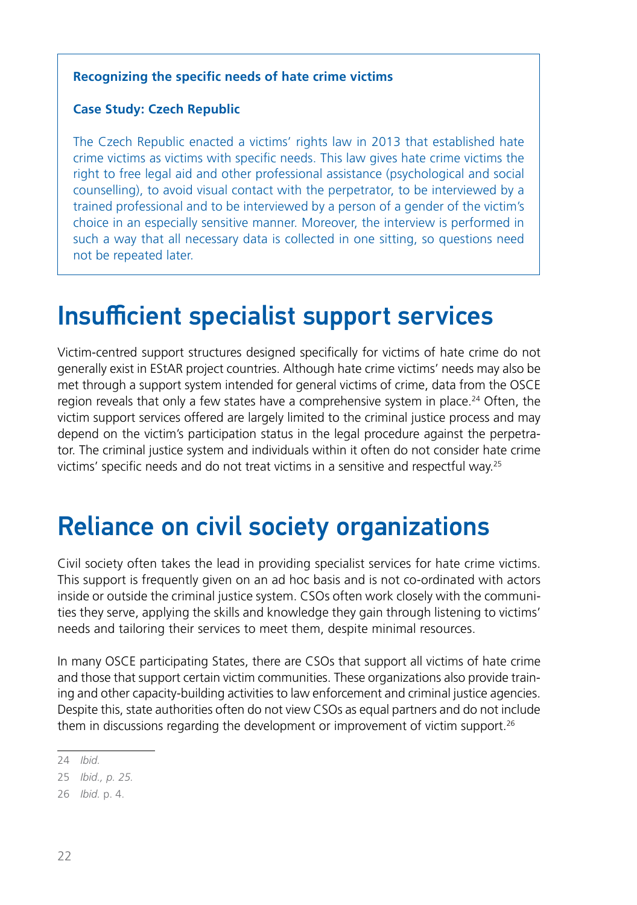**Recognizing the specific needs of hate crime victims**

**Case Study: Czech Republic**

The Czech Republic enacted a victims' rights law in 2013 that established hate crime victims as victims with specific needs. This law gives hate crime victims the right to free legal aid and other professional assistance (psychological and social counselling), to avoid visual contact with the perpetrator, to be interviewed by a trained professional and to be interviewed by a person of a gender of the victim's choice in an especially sensitive manner. Moreover, the interview is performed in such a way that all necessary data is collected in one sitting, so questions need not be repeated later.

# Insufficient specialist support services

Victim-centred support structures designed specifically for victims of hate crime do not generally exist in EStAR project countries. Although hate crime victims' needs may also be met through a support system intended for general victims of crime, data from the OSCE region reveals that only a few states have a comprehensive system in place.[24] Often, the victim support services offered are largely limited to the criminal justice process and may depend on the victim's participation status in the legal procedure against the perpetrator. The criminal justice system and individuals within it often do not consider hate crime victims' specific needs and do not treat victims in a sensitive and respectful way.[25]

# Reliance on civil society organizations

Civil society often takes the lead in providing specialist services for hate crime victims. This support is frequently given on an ad hoc basis and is not co-ordinated with actors inside or outside the criminal justice system. CSOs often work closely with the communities they serve, applying the skills and knowledge they gain through listening to victims' needs and tailoring their services to meet them, despite minimal resources.

In many OSCE participating States, there are CSOs that support all victims of hate crime and those that support certain victim communities. These organizations also provide training and other capacity-building activities to law enforcement and criminal justice agencies. Despite this, state authorities often do not view CSOs as equal partners and do not include them in discussions regarding the development or improvement of victim support.[26]

---

24 *Ibid.*

25 *Ibid., p. 25.*

26 *Ibid.* p. 4.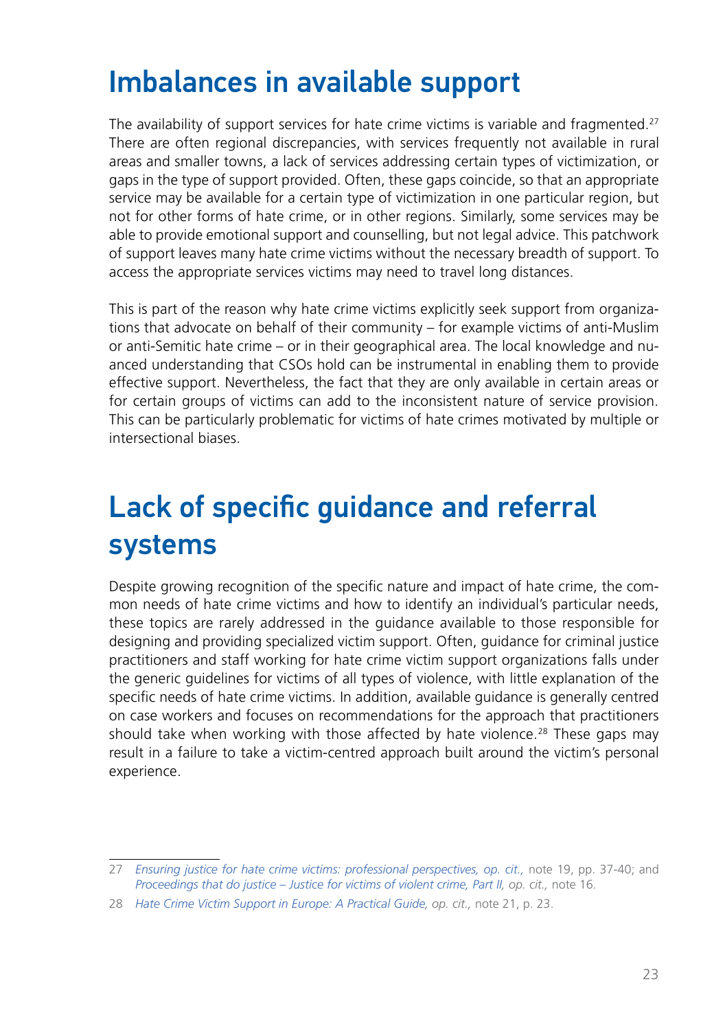# Imbalances in available support

The availability of support services for hate crime victims is variable and fragmented.[27] There are often regional discrepancies, with services frequently not available in rural areas and smaller towns, a lack of services addressing certain types of victimization, or gaps in the type of support provided. Often, these gaps coincide, so that an appropriate service may be available for a certain type of victimization in one particular region, but not for other forms of hate crime, or in other regions. Similarly, some services may be able to provide emotional support and counselling, but not legal advice. This patchwork of support leaves many hate crime victims without the necessary breadth of support. To access the appropriate services victims may need to travel long distances.

This is part of the reason why hate crime victims explicitly seek support from organizations that advocate on behalf of their community – for example victims of anti-Muslim or anti-Semitic hate crime – or in their geographical area. The local knowledge and nuanced understanding that CSOs hold can be instrumental in enabling them to provide effective support. Nevertheless, the fact that they are only available in certain areas or for certain groups of victims can add to the inconsistent nature of service provision. This can be particularly problematic for victims of hate crimes motivated by multiple or intersectional biases.

# Lack of specific guidance and referral systems

Despite growing recognition of the specific nature and impact of hate crime, the common needs of hate crime victims and how to identify an individual's particular needs, these topics are rarely addressed in the guidance available to those responsible for designing and providing specialized victim support. Often, guidance for criminal justice practitioners and staff working for hate crime victim support organizations falls under the generic guidelines for victims of all types of violence, with little explanation of the specific needs of hate crime victims. In addition, available guidance is generally centred on case workers and focuses on recommendations for the approach that practitioners should take when working with those affected by hate violence.[28] These gaps may result in a failure to take a victim-centred approach built around the victim's personal experience.

---

27 *Ensuring justice for hate crime victims: professional perspectives, op. cit.,* note 19, pp. 37-40; and *Proceedings that do justice – Justice for victims of violent crime, Part II, op. cit.,* note 16.

28 *Hate Crime Victim Support in Europe: A Practical Guide, op. cit.,* note 21, p. 23.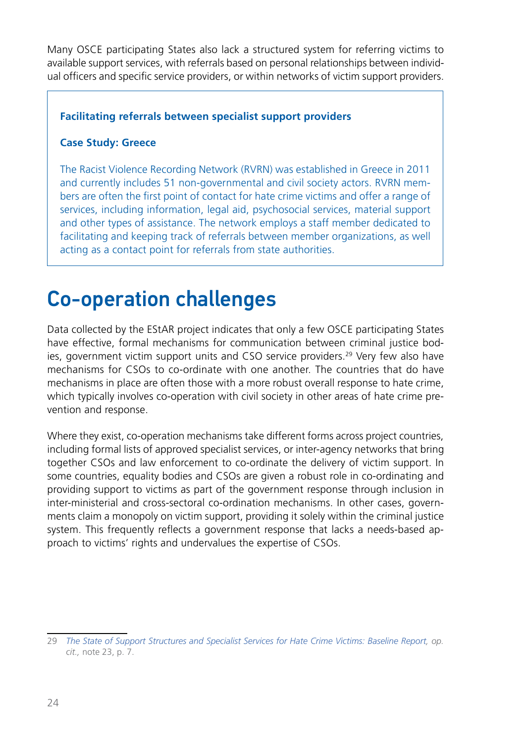Many OSCE participating States also lack a structured system for referring victims to available support services, with referrals based on personal relationships between individual officers and specific service providers, or within networks of victim support providers.

> **Facilitating referrals between specialist support providers**
>
> **Case Study: Greece**
>
> The Racist Violence Recording Network (RVRN) was established in Greece in 2011 and currently includes 51 non-governmental and civil society actors. RVRN members are often the first point of contact for hate crime victims and offer a range of services, including information, legal aid, psychosocial services, material support and other types of assistance. The network employs a staff member dedicated to facilitating and keeping track of referrals between member organizations, as well acting as a contact point for referrals from state authorities.

# Co-operation challenges

Data collected by the EStAR project indicates that only a few OSCE participating States have effective, formal mechanisms for communication between criminal justice bodies, government victim support units and CSO service providers.[29] Very few also have mechanisms for CSOs to co-ordinate with one another. The countries that do have mechanisms in place are often those with a more robust overall response to hate crime, which typically involves co-operation with civil society in other areas of hate crime prevention and response.

Where they exist, co-operation mechanisms take different forms across project countries, including formal lists of approved specialist services, or inter-agency networks that bring together CSOs and law enforcement to co-ordinate the delivery of victim support. In some countries, equality bodies and CSOs are given a robust role in co-ordinating and providing support to victims as part of the government response through inclusion in inter-ministerial and cross-sectoral co-ordination mechanisms. In other cases, governments claim a monopoly on victim support, providing it solely within the criminal justice system. This frequently reflects a government response that lacks a needs-based approach to victims' rights and undervalues the expertise of CSOs.

---

29 *The State of Support Structures and Specialist Services for Hate Crime Victims: Baseline Report, op. cit.,* note 23, p. 7.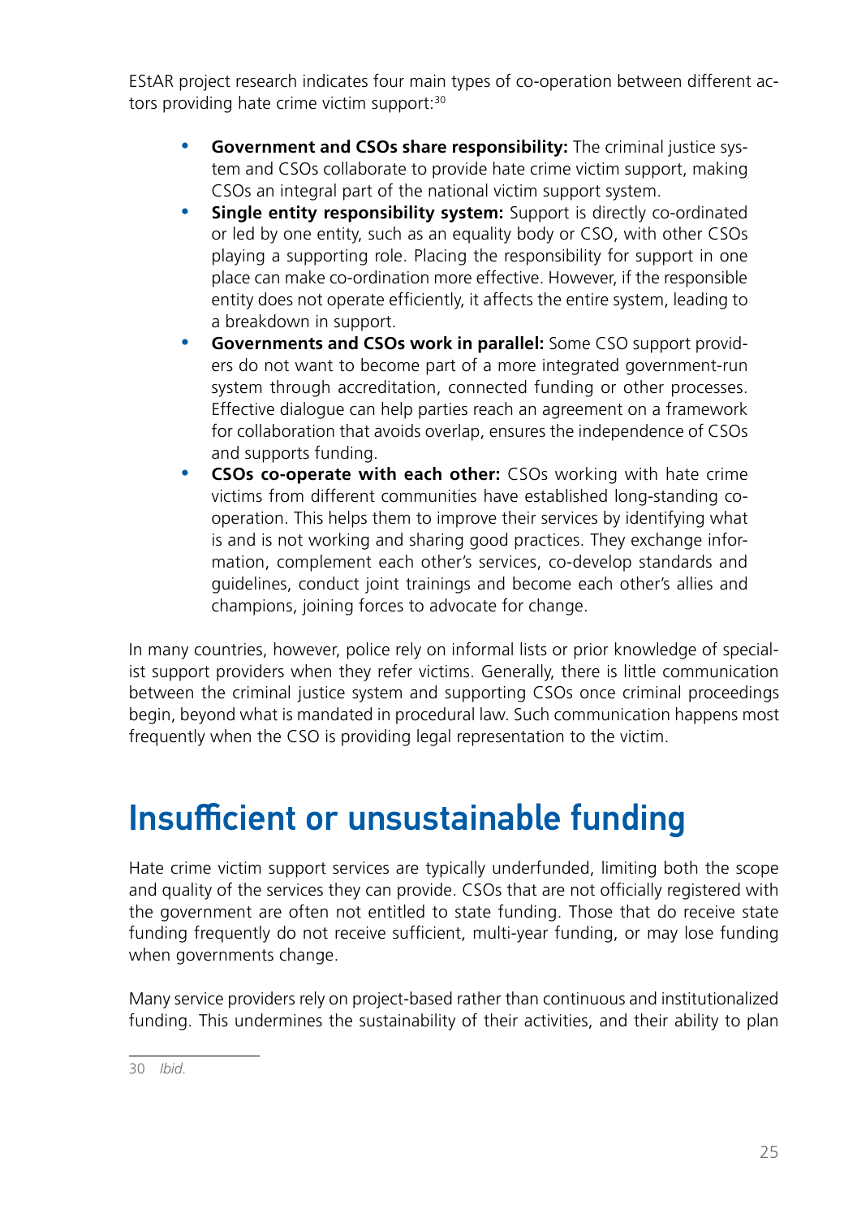EStAR project research indicates four main types of co-operation between different actors providing hate crime victim support:[30]

- **Government and CSOs share responsibility:** The criminal justice system and CSOs collaborate to provide hate crime victim support, making CSOs an integral part of the national victim support system.
- **Single entity responsibility system:** Support is directly co-ordinated or led by one entity, such as an equality body or CSO, with other CSOs playing a supporting role. Placing the responsibility for support in one place can make co-ordination more effective. However, if the responsible entity does not operate efficiently, it affects the entire system, leading to a breakdown in support.
- **Governments and CSOs work in parallel:** Some CSO support providers do not want to become part of a more integrated government-run system through accreditation, connected funding or other processes. Effective dialogue can help parties reach an agreement on a framework for collaboration that avoids overlap, ensures the independence of CSOs and supports funding.
- **CSOs co-operate with each other:** CSOs working with hate crime victims from different communities have established long-standing co-operation. This helps them to improve their services by identifying what is and is not working and sharing good practices. They exchange information, complement each other's services, co-develop standards and guidelines, conduct joint trainings and become each other's allies and champions, joining forces to advocate for change.

In many countries, however, police rely on informal lists or prior knowledge of specialist support providers when they refer victims. Generally, there is little communication between the criminal justice system and supporting CSOs once criminal proceedings begin, beyond what is mandated in procedural law. Such communication happens most frequently when the CSO is providing legal representation to the victim.

# Insufficient or unsustainable funding

Hate crime victim support services are typically underfunded, limiting both the scope and quality of the services they can provide. CSOs that are not officially registered with the government are often not entitled to state funding. Those that do receive state funding frequently do not receive sufficient, multi-year funding, or may lose funding when governments change.

Many service providers rely on project-based rather than continuous and institutionalized funding. This undermines the sustainability of their activities, and their ability to plan

30 *Ibid.*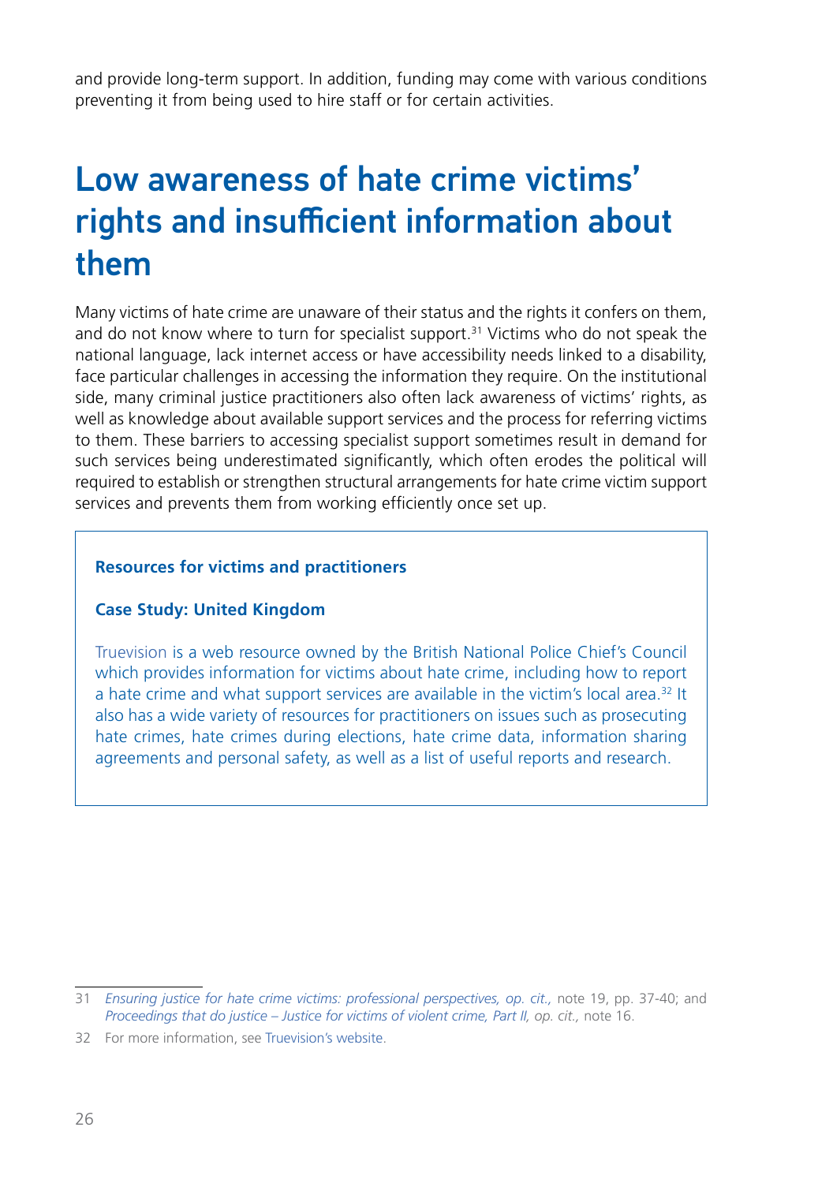and provide long-term support. In addition, funding may come with various conditions preventing it from being used to hire staff or for certain activities.

# Low awareness of hate crime victims' rights and insufficient information about them

Many victims of hate crime are unaware of their status and the rights it confers on them, and do not know where to turn for specialist support.[31] Victims who do not speak the national language, lack internet access or have accessibility needs linked to a disability, face particular challenges in accessing the information they require. On the institutional side, many criminal justice practitioners also often lack awareness of victims' rights, as well as knowledge about available support services and the process for referring victims to them. These barriers to accessing specialist support sometimes result in demand for such services being underestimated significantly, which often erodes the political will required to establish or strengthen structural arrangements for hate crime victim support services and prevents them from working efficiently once set up.

**Resources for victims and practitioners**

**Case Study: United Kingdom**

Truevision is a web resource owned by the British National Police Chief's Council which provides information for victims about hate crime, including how to report a hate crime and what support services are available in the victim's local area.[32] It also has a wide variety of resources for practitioners on issues such as prosecuting hate crimes, hate crimes during elections, hate crime data, information sharing agreements and personal safety, as well as a list of useful reports and research.

---

31 *Ensuring justice for hate crime victims: professional perspectives, op. cit.,* note 19, pp. 37-40; and *Proceedings that do justice – Justice for victims of violent crime, Part II, op. cit.,* note 16.

32 For more information, see Truevision's website.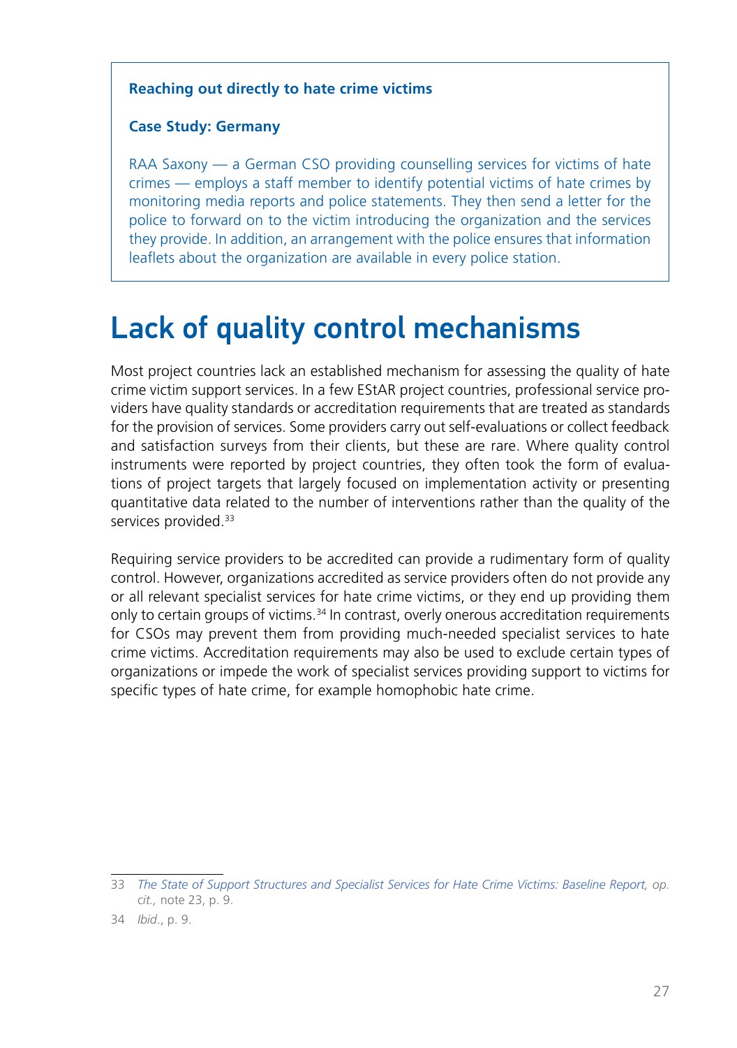**Reaching out directly to hate crime victims**

**Case Study: Germany**

RAA Saxony — a German CSO providing counselling services for victims of hate crimes — employs a staff member to identify potential victims of hate crimes by monitoring media reports and police statements. They then send a letter for the police to forward on to the victim introducing the organization and the services they provide. In addition, an arrangement with the police ensures that information leaflets about the organization are available in every police station.

# Lack of quality control mechanisms

Most project countries lack an established mechanism for assessing the quality of hate crime victim support services. In a few EStAR project countries, professional service providers have quality standards or accreditation requirements that are treated as standards for the provision of services. Some providers carry out self-evaluations or collect feedback and satisfaction surveys from their clients, but these are rare. Where quality control instruments were reported by project countries, they often took the form of evaluations of project targets that largely focused on implementation activity or presenting quantitative data related to the number of interventions rather than the quality of the services provided.[33]

Requiring service providers to be accredited can provide a rudimentary form of quality control. However, organizations accredited as service providers often do not provide any or all relevant specialist services for hate crime victims, or they end up providing them only to certain groups of victims.[34] In contrast, overly onerous accreditation requirements for CSOs may prevent them from providing much-needed specialist services to hate crime victims. Accreditation requirements may also be used to exclude certain types of organizations or impede the work of specialist services providing support to victims for specific types of hate crime, for example homophobic hate crime.

---

33 *The State of Support Structures and Specialist Services for Hate Crime Victims: Baseline Report, op. cit.,* note 23, p. 9.

34 *Ibid*., p. 9.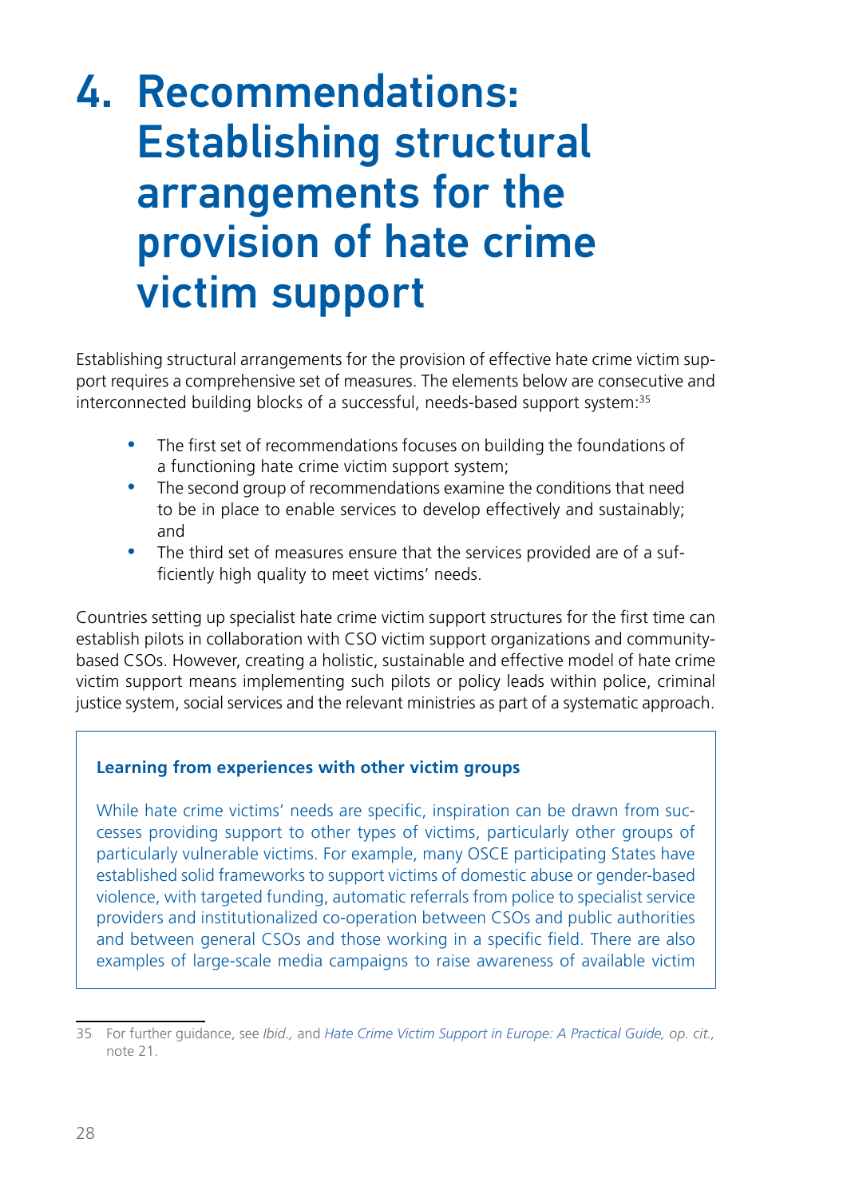# 4. Recommendations: Establishing structural arrangements for the provision of hate crime victim support

Establishing structural arrangements for the provision of effective hate crime victim support requires a comprehensive set of measures. The elements below are consecutive and interconnected building blocks of a successful, needs-based support system:[35]

- The first set of recommendations focuses on building the foundations of a functioning hate crime victim support system;
- The second group of recommendations examine the conditions that need to be in place to enable services to develop effectively and sustainably; and
- The third set of measures ensure that the services provided are of a sufficiently high quality to meet victims' needs.

Countries setting up specialist hate crime victim support structures for the first time can establish pilots in collaboration with CSO victim support organizations and community-based CSOs. However, creating a holistic, sustainable and effective model of hate crime victim support means implementing such pilots or policy leads within police, criminal justice system, social services and the relevant ministries as part of a systematic approach.

> **Learning from experiences with other victim groups**
>
> While hate crime victims' needs are specific, inspiration can be drawn from successes providing support to other types of victims, particularly other groups of particularly vulnerable victims. For example, many OSCE participating States have established solid frameworks to support victims of domestic abuse or gender-based violence, with targeted funding, automatic referrals from police to specialist service providers and institutionalized co-operation between CSOs and public authorities and between general CSOs and those working in a specific field. There are also examples of large-scale media campaigns to raise awareness of available victim

35 For further guidance, see *Ibid.,* and *Hate Crime Victim Support in Europe: A Practical Guide, op. cit.,* note 21.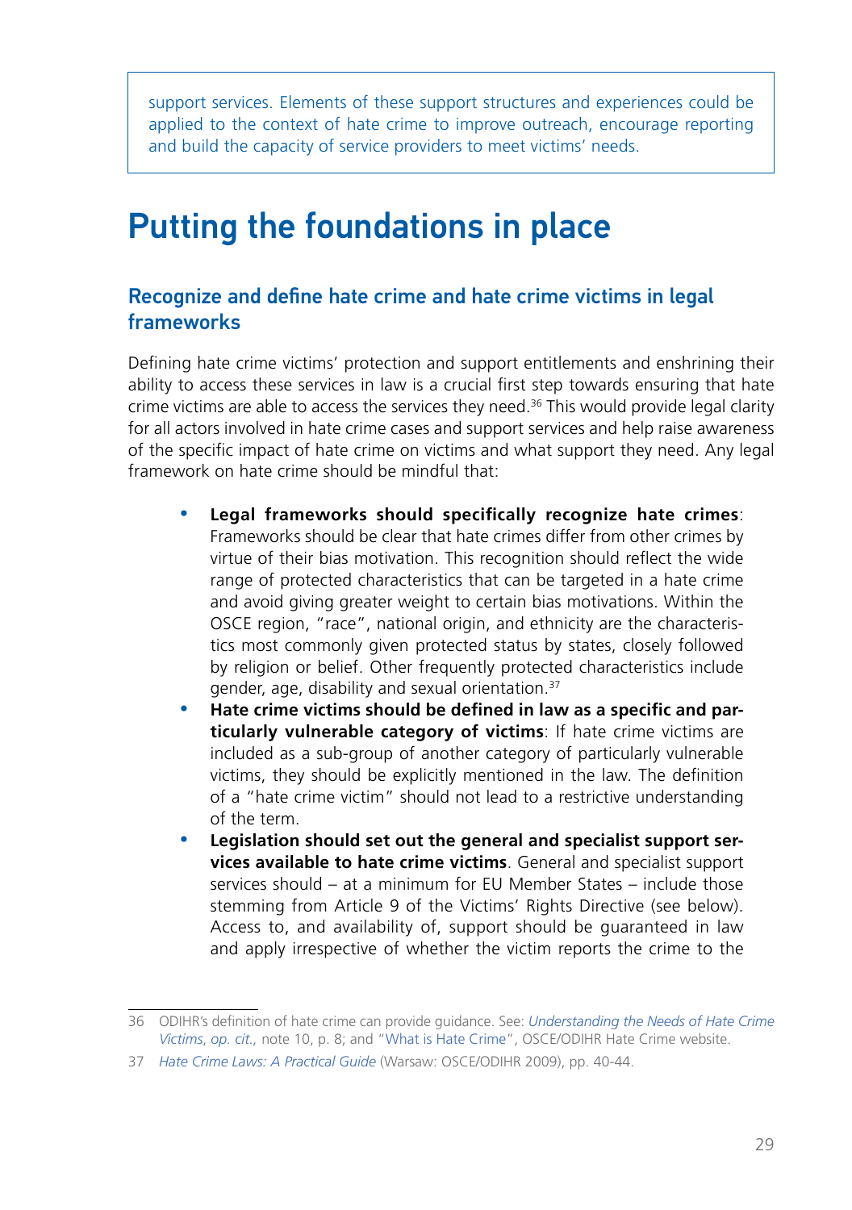> support services. Elements of these support structures and experiences could be applied to the context of hate crime to improve outreach, encourage reporting and build the capacity of service providers to meet victims' needs.

# Putting the foundations in place

## Recognize and define hate crime and hate crime victims in legal frameworks

Defining hate crime victims' protection and support entitlements and enshrining their ability to access these services in law is a crucial first step towards ensuring that hate crime victims are able to access the services they need.[36] This would provide legal clarity for all actors involved in hate crime cases and support services and help raise awareness of the specific impact of hate crime on victims and what support they need. Any legal framework on hate crime should be mindful that:

- **Legal frameworks should specifically recognize hate crimes**: Frameworks should be clear that hate crimes differ from other crimes by virtue of their bias motivation. This recognition should reflect the wide range of protected characteristics that can be targeted in a hate crime and avoid giving greater weight to certain bias motivations. Within the OSCE region, "race", national origin, and ethnicity are the characteristics most commonly given protected status by states, closely followed by religion or belief. Other frequently protected characteristics include gender, age, disability and sexual orientation.[37]
- **Hate crime victims should be defined in law as a specific and particularly vulnerable category of victims**: If hate crime victims are included as a sub-group of another category of particularly vulnerable victims, they should be explicitly mentioned in the law. The definition of a "hate crime victim" should not lead to a restrictive understanding of the term.
- **Legislation should set out the general and specialist support services available to hate crime victims**. General and specialist support services should – at a minimum for EU Member States – include those stemming from Article 9 of the Victims' Rights Directive (see below). Access to, and availability of, support should be guaranteed in law and apply irrespective of whether the victim reports the crime to the

---

36 ODIHR's definition of hate crime can provide guidance. See: *Understanding the Needs of Hate Crime Victims*, *op. cit.,* note 10, p. 8; and "What is Hate Crime", OSCE/ODIHR Hate Crime website.

37 *Hate Crime Laws: A Practical Guide* (Warsaw: OSCE/ODIHR 2009), pp. 40-44.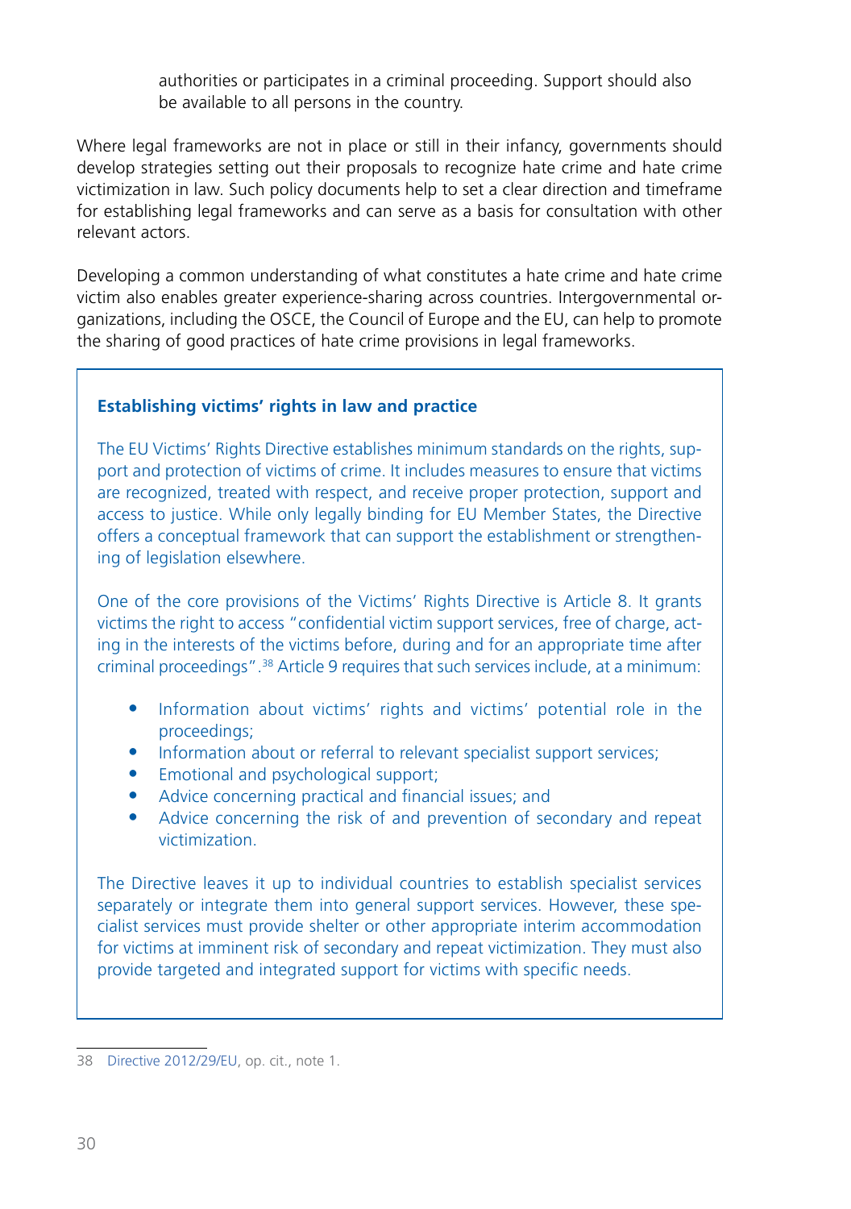authorities or participates in a criminal proceeding. Support should also be available to all persons in the country.

Where legal frameworks are not in place or still in their infancy, governments should develop strategies setting out their proposals to recognize hate crime and hate crime victimization in law. Such policy documents help to set a clear direction and timeframe for establishing legal frameworks and can serve as a basis for consultation with other relevant actors.

Developing a common understanding of what constitutes a hate crime and hate crime victim also enables greater experience-sharing across countries. Intergovernmental organizations, including the OSCE, the Council of Europe and the EU, can help to promote the sharing of good practices of hate crime provisions in legal frameworks.

### Establishing victims' rights in law and practice

The EU Victims' Rights Directive establishes minimum standards on the rights, support and protection of victims of crime. It includes measures to ensure that victims are recognized, treated with respect, and receive proper protection, support and access to justice. While only legally binding for EU Member States, the Directive offers a conceptual framework that can support the establishment or strengthening of legislation elsewhere.

One of the core provisions of the Victims' Rights Directive is Article 8. It grants victims the right to access "confidential victim support services, free of charge, acting in the interests of the victims before, during and for an appropriate time after criminal proceedings".[38] Article 9 requires that such services include, at a minimum:

- Information about victims' rights and victims' potential role in the proceedings;
- Information about or referral to relevant specialist support services;
- Emotional and psychological support;
- Advice concerning practical and financial issues; and
- Advice concerning the risk of and prevention of secondary and repeat victimization.

The Directive leaves it up to individual countries to establish specialist services separately or integrate them into general support services. However, these specialist services must provide shelter or other appropriate interim accommodation for victims at imminent risk of secondary and repeat victimization. They must also provide targeted and integrated support for victims with specific needs.

---

38 Directive 2012/29/EU, op. cit., note 1.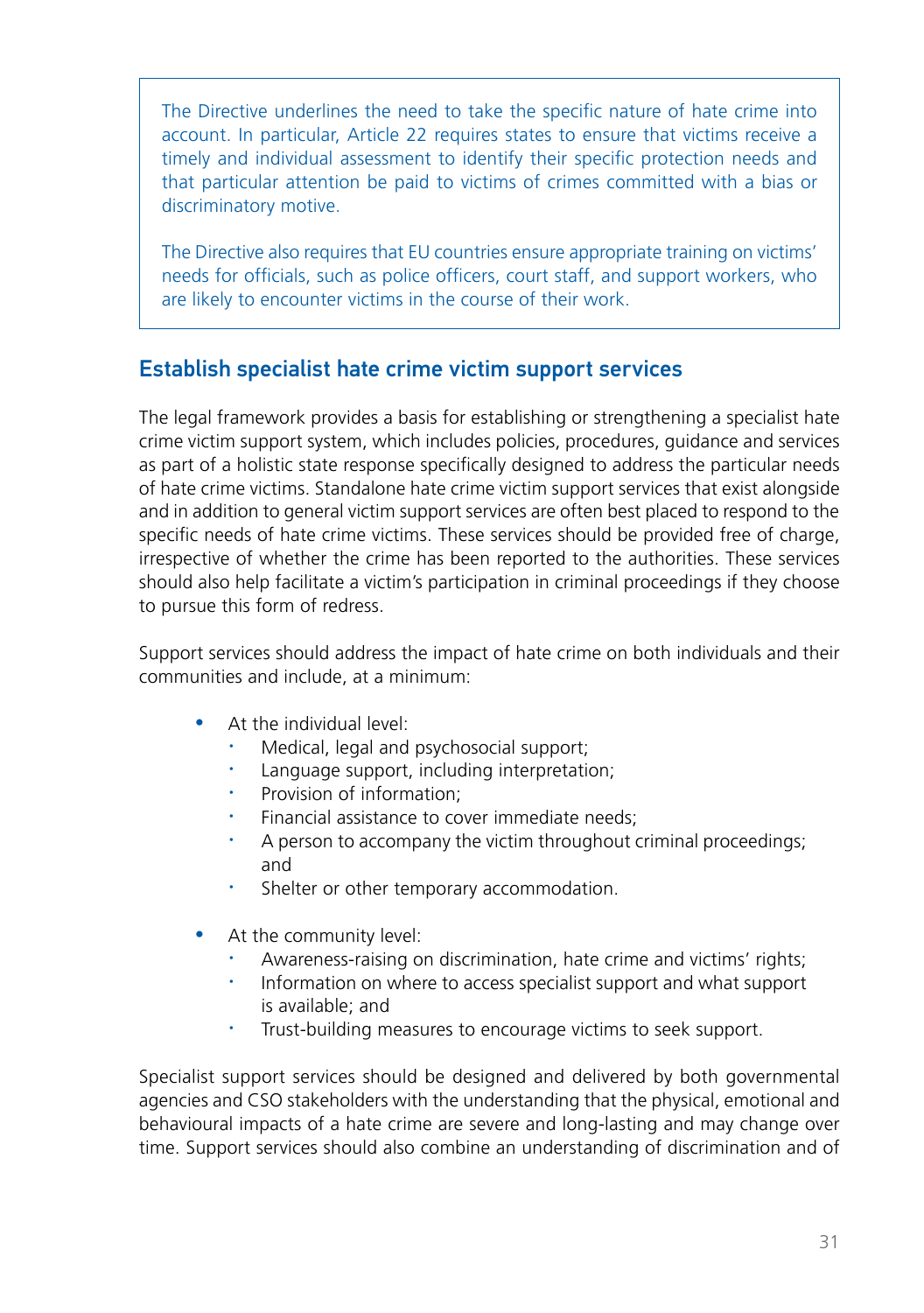> The Directive underlines the need to take the specific nature of hate crime into account. In particular, Article 22 requires states to ensure that victims receive a timely and individual assessment to identify their specific protection needs and that particular attention be paid to victims of crimes committed with a bias or discriminatory motive.
>
> The Directive also requires that EU countries ensure appropriate training on victims' needs for officials, such as police officers, court staff, and support workers, who are likely to encounter victims in the course of their work.

## Establish specialist hate crime victim support services

The legal framework provides a basis for establishing or strengthening a specialist hate crime victim support system, which includes policies, procedures, guidance and services as part of a holistic state response specifically designed to address the particular needs of hate crime victims. Standalone hate crime victim support services that exist alongside and in addition to general victim support services are often best placed to respond to the specific needs of hate crime victims. These services should be provided free of charge, irrespective of whether the crime has been reported to the authorities. These services should also help facilitate a victim's participation in criminal proceedings if they choose to pursue this form of redress.

Support services should address the impact of hate crime on both individuals and their communities and include, at a minimum:

- At the individual level:
  - Medical, legal and psychosocial support;
  - Language support, including interpretation;
  - Provision of information;
  - Financial assistance to cover immediate needs;
  - A person to accompany the victim throughout criminal proceedings; and
  - Shelter or other temporary accommodation.

- At the community level:
  - Awareness-raising on discrimination, hate crime and victims' rights;
  - Information on where to access specialist support and what support is available; and
  - Trust-building measures to encourage victims to seek support.

Specialist support services should be designed and delivered by both governmental agencies and CSO stakeholders with the understanding that the physical, emotional and behavioural impacts of a hate crime are severe and long-lasting and may change over time. Support services should also combine an understanding of discrimination and of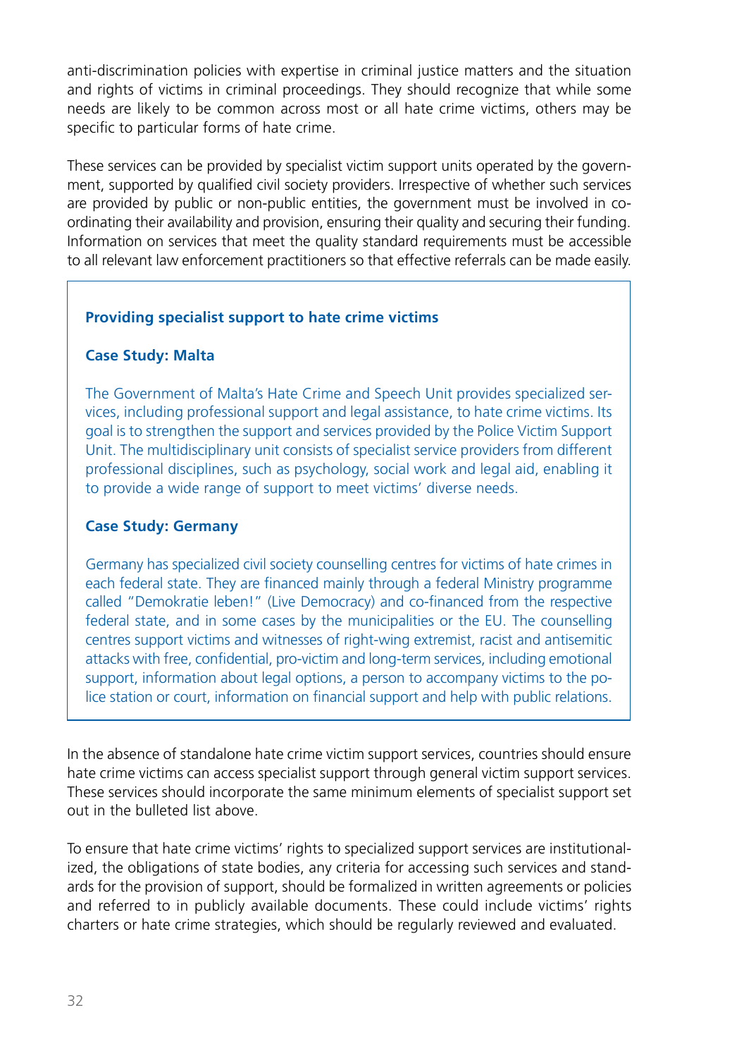anti-discrimination policies with expertise in criminal justice matters and the situation and rights of victims in criminal proceedings. They should recognize that while some needs are likely to be common across most or all hate crime victims, others may be specific to particular forms of hate crime.

These services can be provided by specialist victim support units operated by the government, supported by qualified civil society providers. Irrespective of whether such services are provided by public or non-public entities, the government must be involved in coordinating their availability and provision, ensuring their quality and securing their funding. Information on services that meet the quality standard requirements must be accessible to all relevant law enforcement practitioners so that effective referrals can be made easily.

> **Providing specialist support to hate crime victims**
>
> **Case Study: Malta**
>
> The Government of Malta's Hate Crime and Speech Unit provides specialized services, including professional support and legal assistance, to hate crime victims. Its goal is to strengthen the support and services provided by the Police Victim Support Unit. The multidisciplinary unit consists of specialist service providers from different professional disciplines, such as psychology, social work and legal aid, enabling it to provide a wide range of support to meet victims' diverse needs.
>
> **Case Study: Germany**
>
> Germany has specialized civil society counselling centres for victims of hate crimes in each federal state. They are financed mainly through a federal Ministry programme called "Demokratie leben!" (Live Democracy) and co-financed from the respective federal state, and in some cases by the municipalities or the EU. The counselling centres support victims and witnesses of right-wing extremist, racist and antisemitic attacks with free, confidential, pro-victim and long-term services, including emotional support, information about legal options, a person to accompany victims to the police station or court, information on financial support and help with public relations.

In the absence of standalone hate crime victim support services, countries should ensure hate crime victims can access specialist support through general victim support services. These services should incorporate the same minimum elements of specialist support set out in the bulleted list above.

To ensure that hate crime victims' rights to specialized support services are institutionalized, the obligations of state bodies, any criteria for accessing such services and standards for the provision of support, should be formalized in written agreements or policies and referred to in publicly available documents. These could include victims' rights charters or hate crime strategies, which should be regularly reviewed and evaluated.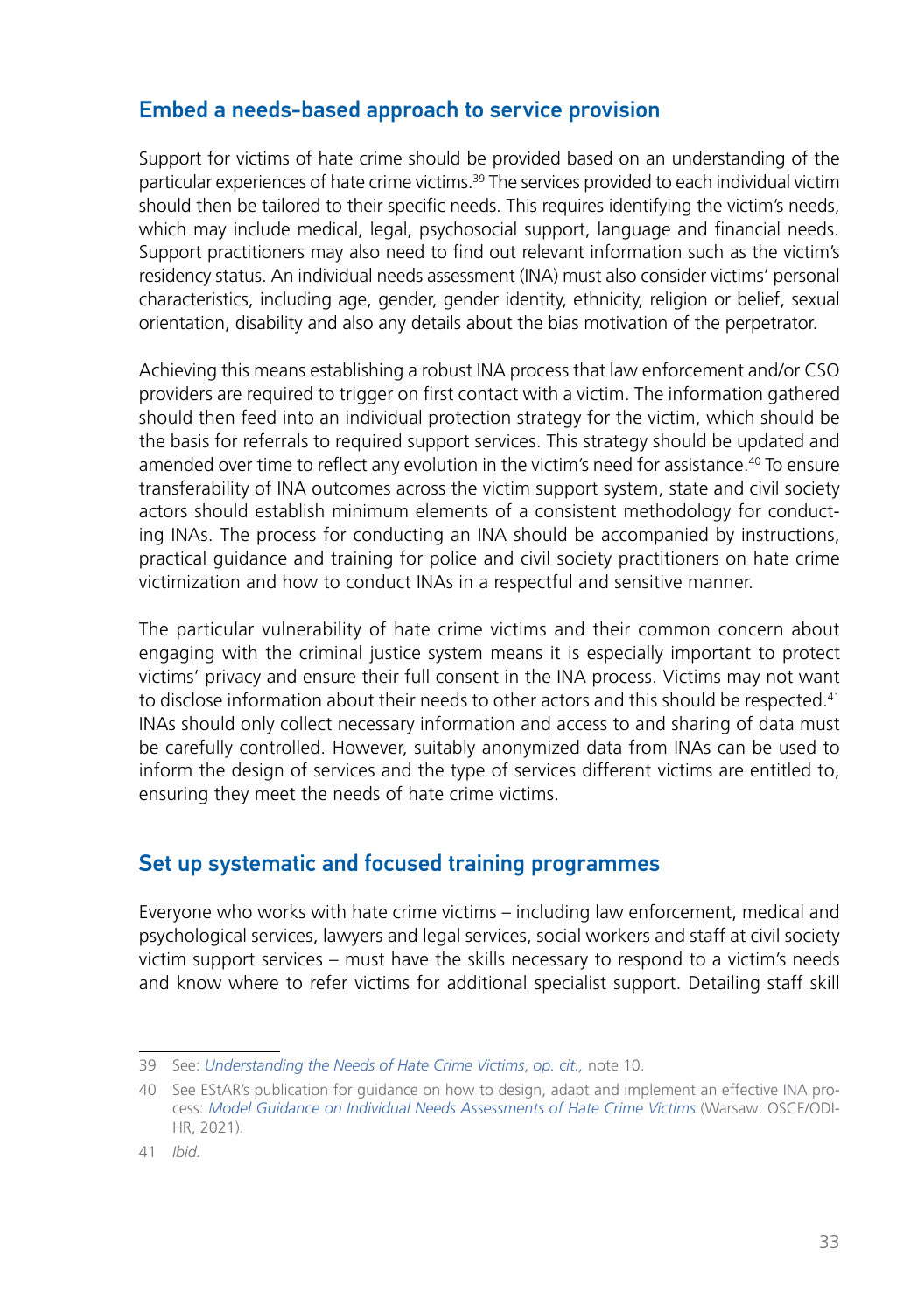## Embed a needs-based approach to service provision

Support for victims of hate crime should be provided based on an understanding of the particular experiences of hate crime victims.[39] The services provided to each individual victim should then be tailored to their specific needs. This requires identifying the victim's needs, which may include medical, legal, psychosocial support, language and financial needs. Support practitioners may also need to find out relevant information such as the victim's residency status. An individual needs assessment (INA) must also consider victims' personal characteristics, including age, gender, gender identity, ethnicity, religion or belief, sexual orientation, disability and also any details about the bias motivation of the perpetrator.

Achieving this means establishing a robust INA process that law enforcement and/or CSO providers are required to trigger on first contact with a victim. The information gathered should then feed into an individual protection strategy for the victim, which should be the basis for referrals to required support services. This strategy should be updated and amended over time to reflect any evolution in the victim's need for assistance.[40] To ensure transferability of INA outcomes across the victim support system, state and civil society actors should establish minimum elements of a consistent methodology for conducting INAs. The process for conducting an INA should be accompanied by instructions, practical guidance and training for police and civil society practitioners on hate crime victimization and how to conduct INAs in a respectful and sensitive manner.

The particular vulnerability of hate crime victims and their common concern about engaging with the criminal justice system means it is especially important to protect victims' privacy and ensure their full consent in the INA process. Victims may not want to disclose information about their needs to other actors and this should be respected.[41] INAs should only collect necessary information and access to and sharing of data must be carefully controlled. However, suitably anonymized data from INAs can be used to inform the design of services and the type of services different victims are entitled to, ensuring they meet the needs of hate crime victims.

## Set up systematic and focused training programmes

Everyone who works with hate crime victims – including law enforcement, medical and psychological services, lawyers and legal services, social workers and staff at civil society victim support services – must have the skills necessary to respond to a victim's needs and know where to refer victims for additional specialist support. Detailing staff skill

---

39 See: *Understanding the Needs of Hate Crime Victims*, *op. cit.,* note 10.

40 See EStAR's publication for guidance on how to design, adapt and implement an effective INA process: *Model Guidance on Individual Needs Assessments of Hate Crime Victims* (Warsaw: OSCE/ODIHR, 2021).

41 *Ibid.*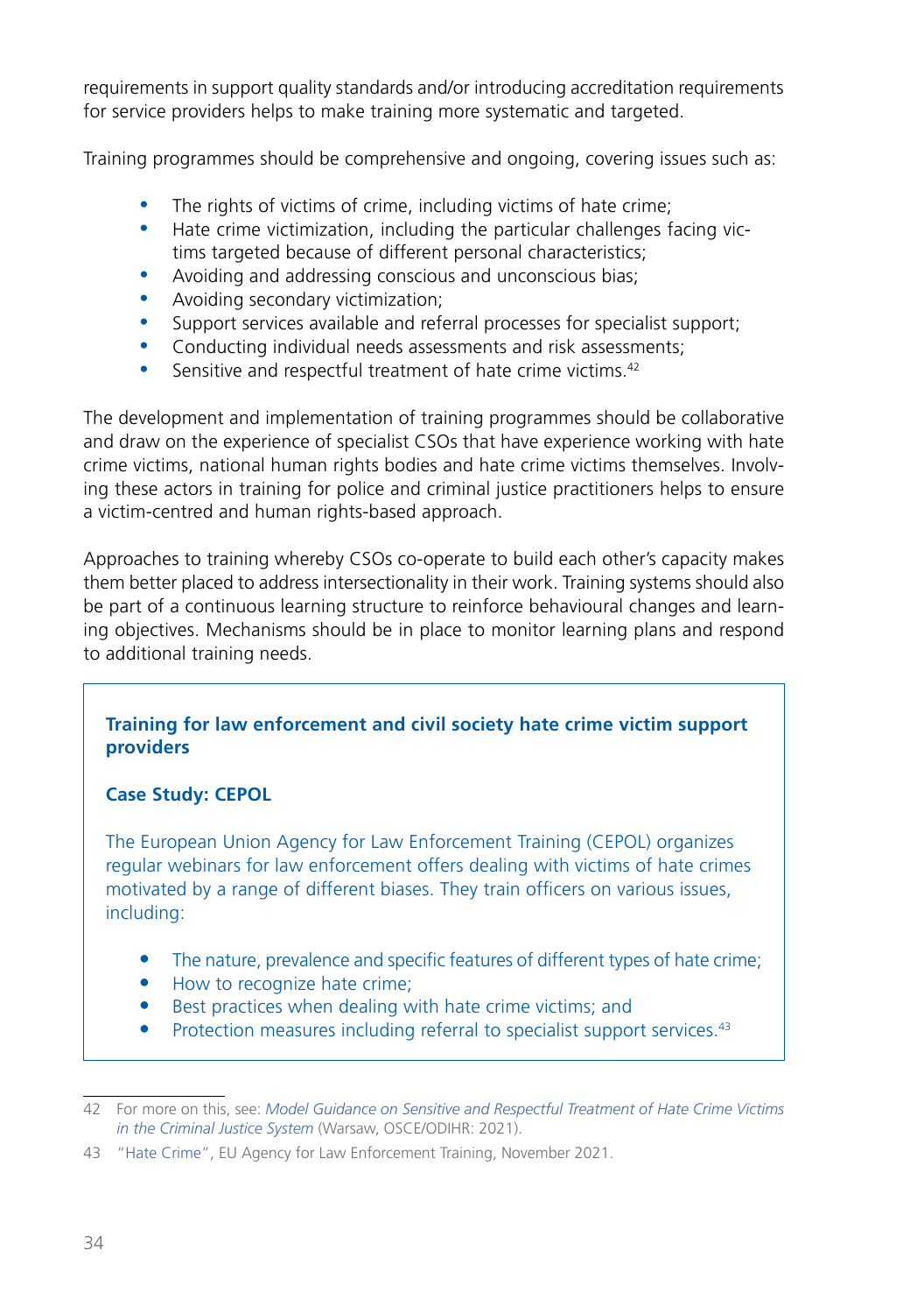requirements in support quality standards and/or introducing accreditation requirements for service providers helps to make training more systematic and targeted.

Training programmes should be comprehensive and ongoing, covering issues such as:

- The rights of victims of crime, including victims of hate crime;
- Hate crime victimization, including the particular challenges facing victims targeted because of different personal characteristics;
- Avoiding and addressing conscious and unconscious bias;
- Avoiding secondary victimization;
- Support services available and referral processes for specialist support;
- Conducting individual needs assessments and risk assessments;
- Sensitive and respectful treatment of hate crime victims.[42]

The development and implementation of training programmes should be collaborative and draw on the experience of specialist CSOs that have experience working with hate crime victims, national human rights bodies and hate crime victims themselves. Involving these actors in training for police and criminal justice practitioners helps to ensure a victim-centred and human rights-based approach.

Approaches to training whereby CSOs co-operate to build each other's capacity makes them better placed to address intersectionality in their work. Training systems should also be part of a continuous learning structure to reinforce behavioural changes and learning objectives. Mechanisms should be in place to monitor learning plans and respond to additional training needs.

**Training for law enforcement and civil society hate crime victim support providers**

**Case Study: CEPOL**

The European Union Agency for Law Enforcement Training (CEPOL) organizes regular webinars for law enforcement offers dealing with victims of hate crimes motivated by a range of different biases. They train officers on various issues, including:

- The nature, prevalence and specific features of different types of hate crime;
- How to recognize hate crime;
- Best practices when dealing with hate crime victims; and
- Protection measures including referral to specialist support services.[43]

---

42 For more on this, see: *Model Guidance on Sensitive and Respectful Treatment of Hate Crime Victims in the Criminal Justice System* (Warsaw, OSCE/ODIHR: 2021).

43 "Hate Crime", EU Agency for Law Enforcement Training, November 2021.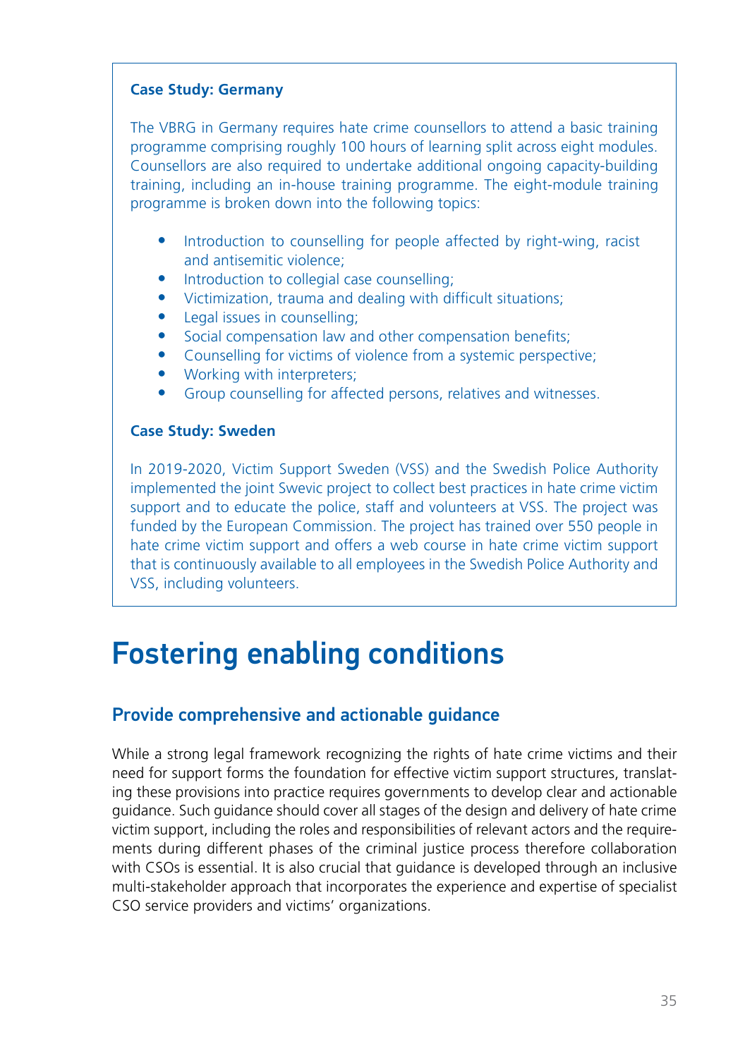**Case Study: Germany**

The VBRG in Germany requires hate crime counsellors to attend a basic training programme comprising roughly 100 hours of learning split across eight modules. Counsellors are also required to undertake additional ongoing capacity-building training, including an in-house training programme. The eight-module training programme is broken down into the following topics:

- Introduction to counselling for people affected by right-wing, racist and antisemitic violence;
- Introduction to collegial case counselling;
- Victimization, trauma and dealing with difficult situations;
- Legal issues in counselling;
- Social compensation law and other compensation benefits;
- Counselling for victims of violence from a systemic perspective;
- Working with interpreters;
- Group counselling for affected persons, relatives and witnesses.

**Case Study: Sweden**

In 2019-2020, Victim Support Sweden (VSS) and the Swedish Police Authority implemented the joint Swevic project to collect best practices in hate crime victim support and to educate the police, staff and volunteers at VSS. The project was funded by the European Commission. The project has trained over 550 people in hate crime victim support and offers a web course in hate crime victim support that is continuously available to all employees in the Swedish Police Authority and VSS, including volunteers.

# Fostering enabling conditions

## Provide comprehensive and actionable guidance

While a strong legal framework recognizing the rights of hate crime victims and their need for support forms the foundation for effective victim support structures, translating these provisions into practice requires governments to develop clear and actionable guidance. Such guidance should cover all stages of the design and delivery of hate crime victim support, including the roles and responsibilities of relevant actors and the requirements during different phases of the criminal justice process therefore collaboration with CSOs is essential. It is also crucial that guidance is developed through an inclusive multi-stakeholder approach that incorporates the experience and expertise of specialist CSO service providers and victims' organizations.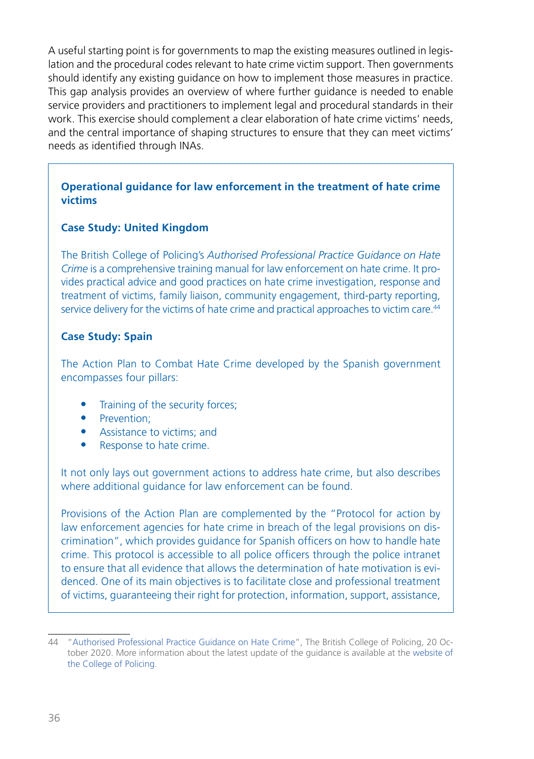A useful starting point is for governments to map the existing measures outlined in legislation and the procedural codes relevant to hate crime victim support. Then governments should identify any existing guidance on how to implement those measures in practice. This gap analysis provides an overview of where further guidance is needed to enable service providers and practitioners to implement legal and procedural standards in their work. This exercise should complement a clear elaboration of hate crime victims' needs, and the central importance of shaping structures to ensure that they can meet victims' needs as identified through INAs.

**Operational guidance for law enforcement in the treatment of hate crime victims**

**Case Study: United Kingdom**

The British College of Policing's *Authorised Professional Practice Guidance on Hate Crime* is a comprehensive training manual for law enforcement on hate crime. It provides practical advice and good practices on hate crime investigation, response and treatment of victims, family liaison, community engagement, third-party reporting, service delivery for the victims of hate crime and practical approaches to victim care.[44]

**Case Study: Spain**

The Action Plan to Combat Hate Crime developed by the Spanish government encompasses four pillars:

- Training of the security forces;
- Prevention;
- Assistance to victims; and
- Response to hate crime.

It not only lays out government actions to address hate crime, but also describes where additional guidance for law enforcement can be found.

Provisions of the Action Plan are complemented by the "Protocol for action by law enforcement agencies for hate crime in breach of the legal provisions on discrimination", which provides guidance for Spanish officers on how to handle hate crime. This protocol is accessible to all police officers through the police intranet to ensure that all evidence that allows the determination of hate motivation is evidenced. One of its main objectives is to facilitate close and professional treatment of victims, guaranteeing their right for protection, information, support, assistance,

---

44 "Authorised Professional Practice Guidance on Hate Crime", The British College of Policing, 20 October 2020. More information about the latest update of the guidance is available at the website of the College of Policing.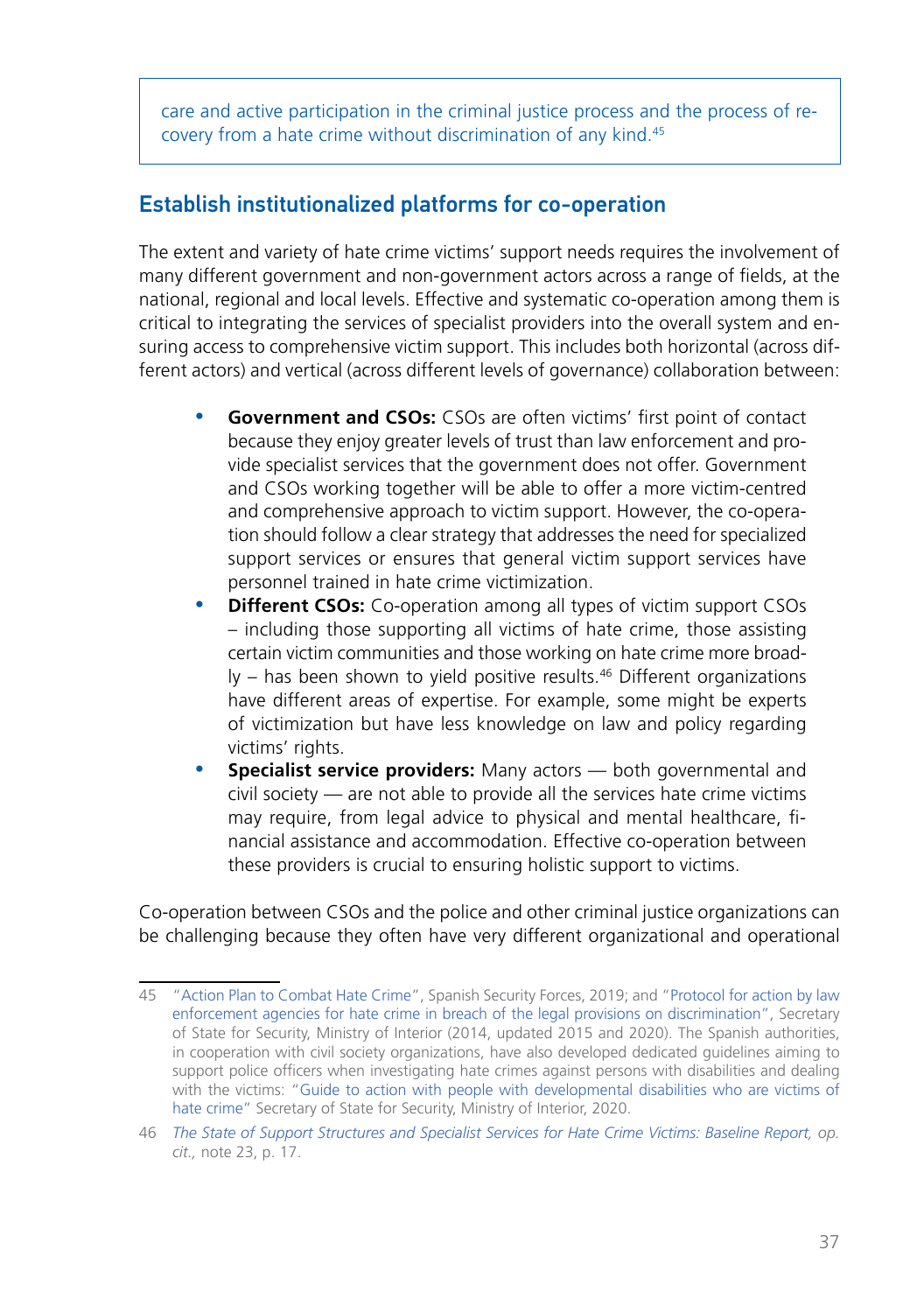care and active participation in the criminal justice process and the process of recovery from a hate crime without discrimination of any kind.[45]

## Establish institutionalized platforms for co-operation

The extent and variety of hate crime victims' support needs requires the involvement of many different government and non-government actors across a range of fields, at the national, regional and local levels. Effective and systematic co-operation among them is critical to integrating the services of specialist providers into the overall system and ensuring access to comprehensive victim support. This includes both horizontal (across different actors) and vertical (across different levels of governance) collaboration between:

- **Government and CSOs:** CSOs are often victims' first point of contact because they enjoy greater levels of trust than law enforcement and provide specialist services that the government does not offer. Government and CSOs working together will be able to offer a more victim-centred and comprehensive approach to victim support. However, the co-operation should follow a clear strategy that addresses the need for specialized support services or ensures that general victim support services have personnel trained in hate crime victimization.
- **Different CSOs:** Co-operation among all types of victim support CSOs – including those supporting all victims of hate crime, those assisting certain victim communities and those working on hate crime more broadly – has been shown to yield positive results.[46] Different organizations have different areas of expertise. For example, some might be experts of victimization but have less knowledge on law and policy regarding victims' rights.
- **Specialist service providers:** Many actors — both governmental and civil society — are not able to provide all the services hate crime victims may require, from legal advice to physical and mental healthcare, financial assistance and accommodation. Effective co-operation between these providers is crucial to ensuring holistic support to victims.

Co-operation between CSOs and the police and other criminal justice organizations can be challenging because they often have very different organizational and operational

---

45 "Action Plan to Combat Hate Crime", Spanish Security Forces, 2019; and "Protocol for action by law enforcement agencies for hate crime in breach of the legal provisions on discrimination", Secretary of State for Security, Ministry of Interior (2014, updated 2015 and 2020). The Spanish authorities, in cooperation with civil society organizations, have also developed dedicated guidelines aiming to support police officers when investigating hate crimes against persons with disabilities and dealing with the victims: "Guide to action with people with developmental disabilities who are victims of hate crime" Secretary of State for Security, Ministry of Interior, 2020.

46 *The State of Support Structures and Specialist Services for Hate Crime Victims: Baseline Report, op. cit.,* note 23, p. 17.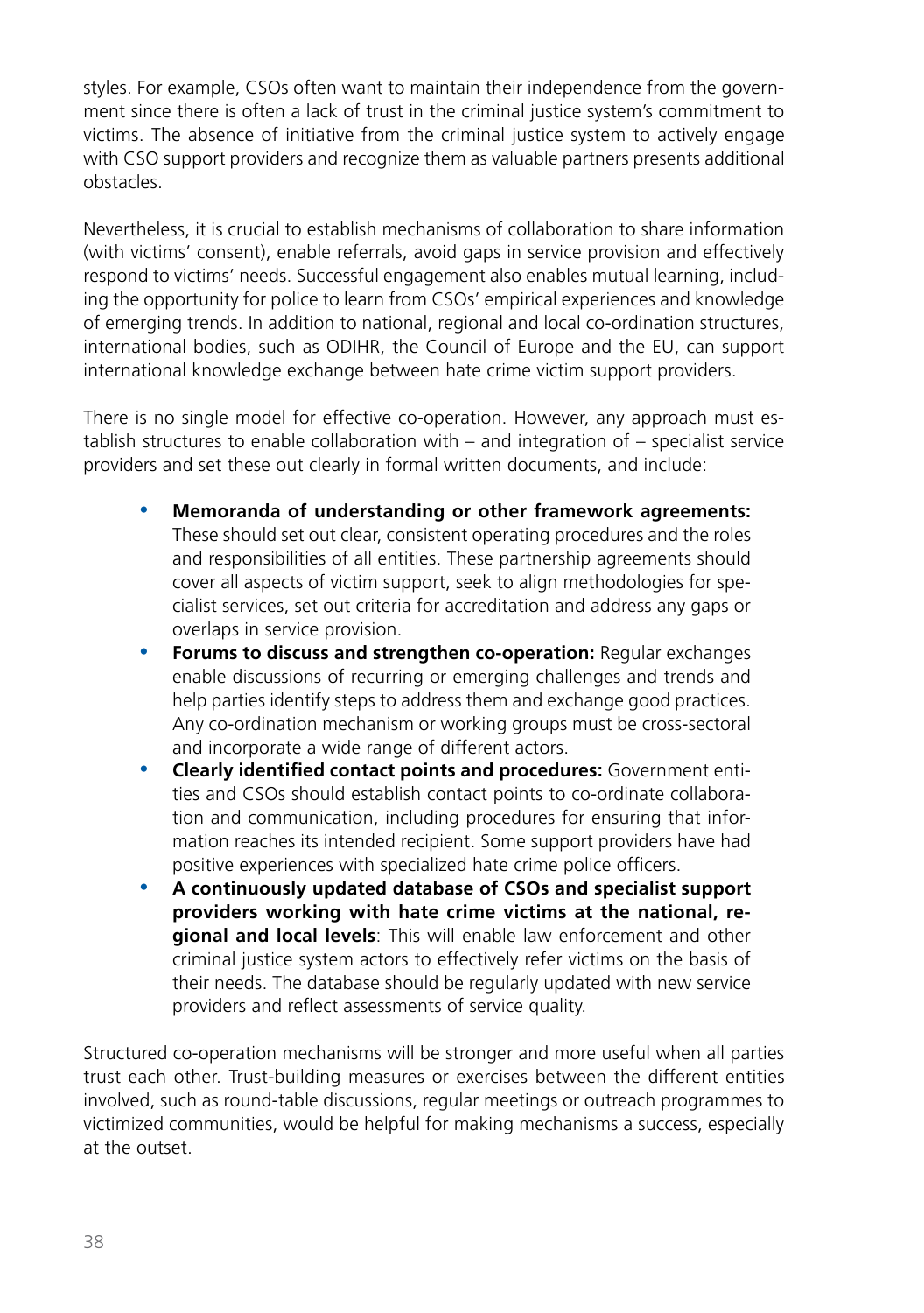styles. For example, CSOs often want to maintain their independence from the government since there is often a lack of trust in the criminal justice system's commitment to victims. The absence of initiative from the criminal justice system to actively engage with CSO support providers and recognize them as valuable partners presents additional obstacles.

Nevertheless, it is crucial to establish mechanisms of collaboration to share information (with victims' consent), enable referrals, avoid gaps in service provision and effectively respond to victims' needs. Successful engagement also enables mutual learning, including the opportunity for police to learn from CSOs' empirical experiences and knowledge of emerging trends. In addition to national, regional and local co-ordination structures, international bodies, such as ODIHR, the Council of Europe and the EU, can support international knowledge exchange between hate crime victim support providers.

There is no single model for effective co-operation. However, any approach must establish structures to enable collaboration with – and integration of – specialist service providers and set these out clearly in formal written documents, and include:

- **Memoranda of understanding or other framework agreements:** These should set out clear, consistent operating procedures and the roles and responsibilities of all entities. These partnership agreements should cover all aspects of victim support, seek to align methodologies for specialist services, set out criteria for accreditation and address any gaps or overlaps in service provision.
- **Forums to discuss and strengthen co-operation:** Regular exchanges enable discussions of recurring or emerging challenges and trends and help parties identify steps to address them and exchange good practices. Any co-ordination mechanism or working groups must be cross-sectoral and incorporate a wide range of different actors.
- **Clearly identified contact points and procedures:** Government entities and CSOs should establish contact points to co-ordinate collaboration and communication, including procedures for ensuring that information reaches its intended recipient. Some support providers have had positive experiences with specialized hate crime police officers.
- **A continuously updated database of CSOs and specialist support providers working with hate crime victims at the national, regional and local levels**: This will enable law enforcement and other criminal justice system actors to effectively refer victims on the basis of their needs. The database should be regularly updated with new service providers and reflect assessments of service quality.

Structured co-operation mechanisms will be stronger and more useful when all parties trust each other. Trust-building measures or exercises between the different entities involved, such as round-table discussions, regular meetings or outreach programmes to victimized communities, would be helpful for making mechanisms a success, especially at the outset.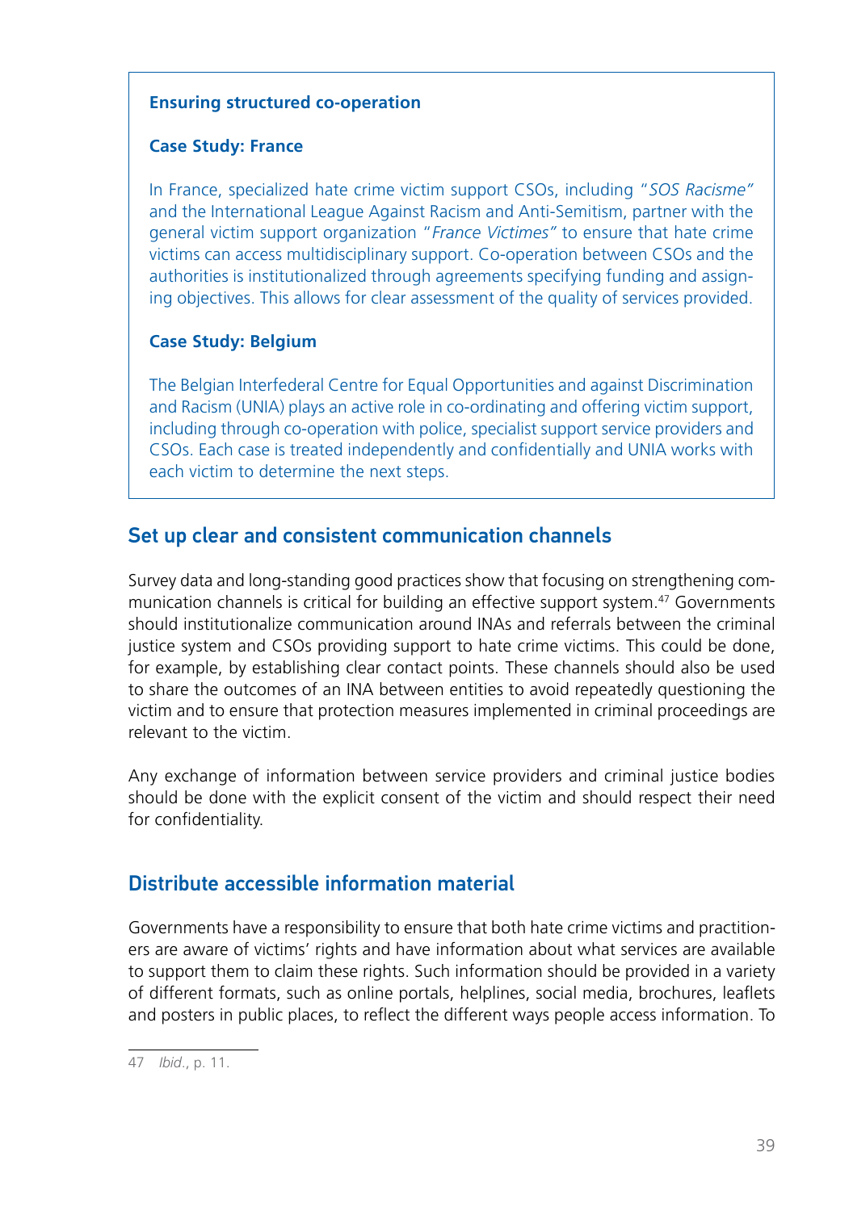### Ensuring structured co-operation

#### Case Study: France

In France, specialized hate crime victim support CSOs, including "*SOS Racisme*" and the International League Against Racism and Anti-Semitism, partner with the general victim support organization "*France Victimes*" to ensure that hate crime victims can access multidisciplinary support. Co-operation between CSOs and the authorities is institutionalized through agreements specifying funding and assigning objectives. This allows for clear assessment of the quality of services provided.

#### Case Study: Belgium

The Belgian Interfederal Centre for Equal Opportunities and against Discrimination and Racism (UNIA) plays an active role in co-ordinating and offering victim support, including through co-operation with police, specialist support service providers and CSOs. Each case is treated independently and confidentially and UNIA works with each victim to determine the next steps.

## Set up clear and consistent communication channels

Survey data and long-standing good practices show that focusing on strengthening communication channels is critical for building an effective support system.[47] Governments should institutionalize communication around INAs and referrals between the criminal justice system and CSOs providing support to hate crime victims. This could be done, for example, by establishing clear contact points. These channels should also be used to share the outcomes of an INA between entities to avoid repeatedly questioning the victim and to ensure that protection measures implemented in criminal proceedings are relevant to the victim.

Any exchange of information between service providers and criminal justice bodies should be done with the explicit consent of the victim and should respect their need for confidentiality.

## Distribute accessible information material

Governments have a responsibility to ensure that both hate crime victims and practitioners are aware of victims' rights and have information about what services are available to support them to claim these rights. Such information should be provided in a variety of different formats, such as online portals, helplines, social media, brochures, leaflets and posters in public places, to reflect the different ways people access information. To

---

47 *Ibid.*, p. 11.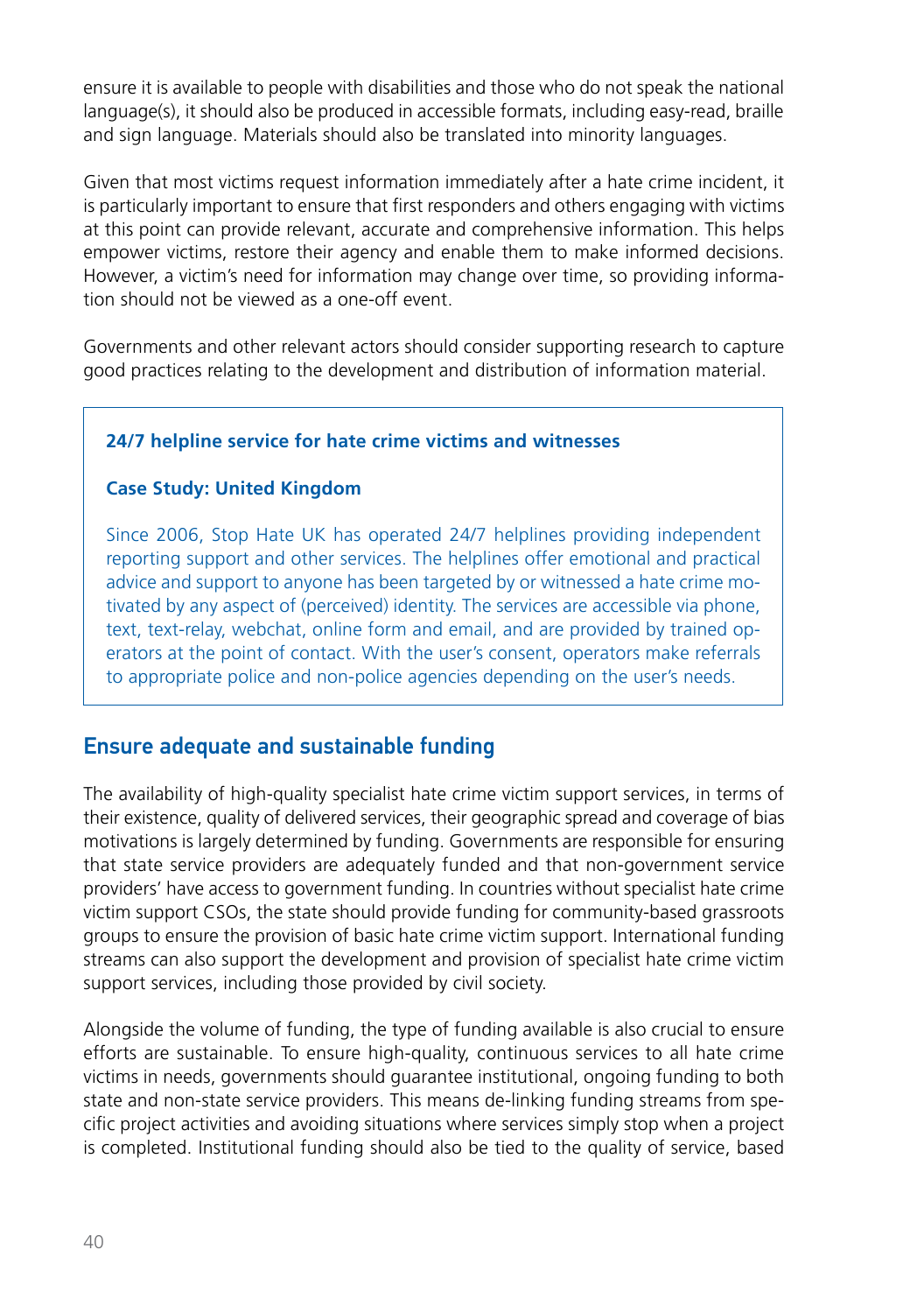ensure it is available to people with disabilities and those who do not speak the national language(s), it should also be produced in accessible formats, including easy-read, braille and sign language. Materials should also be translated into minority languages.

Given that most victims request information immediately after a hate crime incident, it is particularly important to ensure that first responders and others engaging with victims at this point can provide relevant, accurate and comprehensive information. This helps empower victims, restore their agency and enable them to make informed decisions. However, a victim's need for information may change over time, so providing information should not be viewed as a one-off event.

Governments and other relevant actors should consider supporting research to capture good practices relating to the development and distribution of information material.

> **24/7 helpline service for hate crime victims and witnesses**
>
> **Case Study: United Kingdom**
>
> Since 2006, Stop Hate UK has operated 24/7 helplines providing independent reporting support and other services. The helplines offer emotional and practical advice and support to anyone has been targeted by or witnessed a hate crime motivated by any aspect of (perceived) identity. The services are accessible via phone, text, text-relay, webchat, online form and email, and are provided by trained operators at the point of contact. With the user's consent, operators make referrals to appropriate police and non-police agencies depending on the user's needs.

## Ensure adequate and sustainable funding

The availability of high-quality specialist hate crime victim support services, in terms of their existence, quality of delivered services, their geographic spread and coverage of bias motivations is largely determined by funding. Governments are responsible for ensuring that state service providers are adequately funded and that non-government service providers' have access to government funding. In countries without specialist hate crime victim support CSOs, the state should provide funding for community-based grassroots groups to ensure the provision of basic hate crime victim support. International funding streams can also support the development and provision of specialist hate crime victim support services, including those provided by civil society.

Alongside the volume of funding, the type of funding available is also crucial to ensure efforts are sustainable. To ensure high-quality, continuous services to all hate crime victims in needs, governments should guarantee institutional, ongoing funding to both state and non-state service providers. This means de-linking funding streams from specific project activities and avoiding situations where services simply stop when a project is completed. Institutional funding should also be tied to the quality of service, based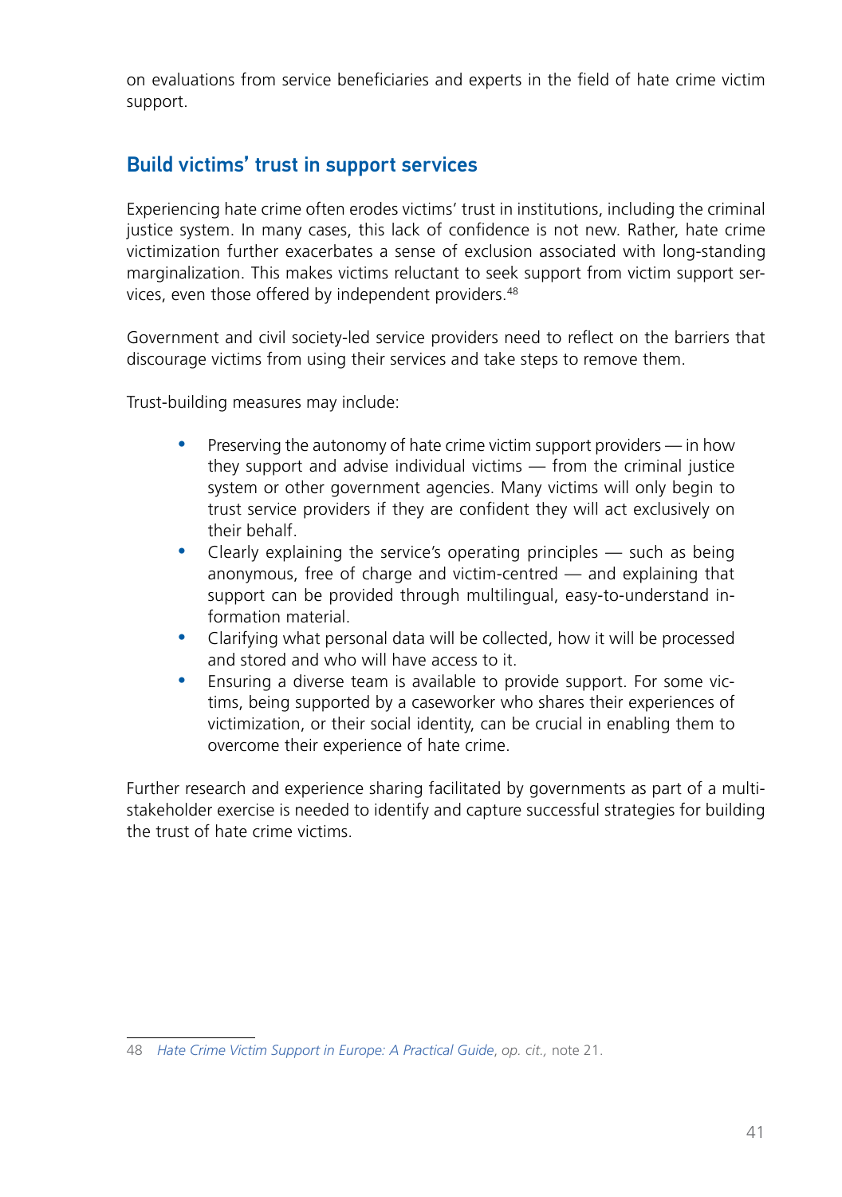on evaluations from service beneficiaries and experts in the field of hate crime victim support.

## Build victims' trust in support services

Experiencing hate crime often erodes victims' trust in institutions, including the criminal justice system. In many cases, this lack of confidence is not new. Rather, hate crime victimization further exacerbates a sense of exclusion associated with long-standing marginalization. This makes victims reluctant to seek support from victim support services, even those offered by independent providers.[48]

Government and civil society-led service providers need to reflect on the barriers that discourage victims from using their services and take steps to remove them.

Trust-building measures may include:

- Preserving the autonomy of hate crime victim support providers — in how they support and advise individual victims — from the criminal justice system or other government agencies. Many victims will only begin to trust service providers if they are confident they will act exclusively on their behalf.
- Clearly explaining the service's operating principles — such as being anonymous, free of charge and victim-centred — and explaining that support can be provided through multilingual, easy-to-understand information material.
- Clarifying what personal data will be collected, how it will be processed and stored and who will have access to it.
- Ensuring a diverse team is available to provide support. For some victims, being supported by a caseworker who shares their experiences of victimization, or their social identity, can be crucial in enabling them to overcome their experience of hate crime.

Further research and experience sharing facilitated by governments as part of a multi-stakeholder exercise is needed to identify and capture successful strategies for building the trust of hate crime victims.

---

48 *Hate Crime Victim Support in Europe: A Practical Guide*, *op. cit.,* note 21.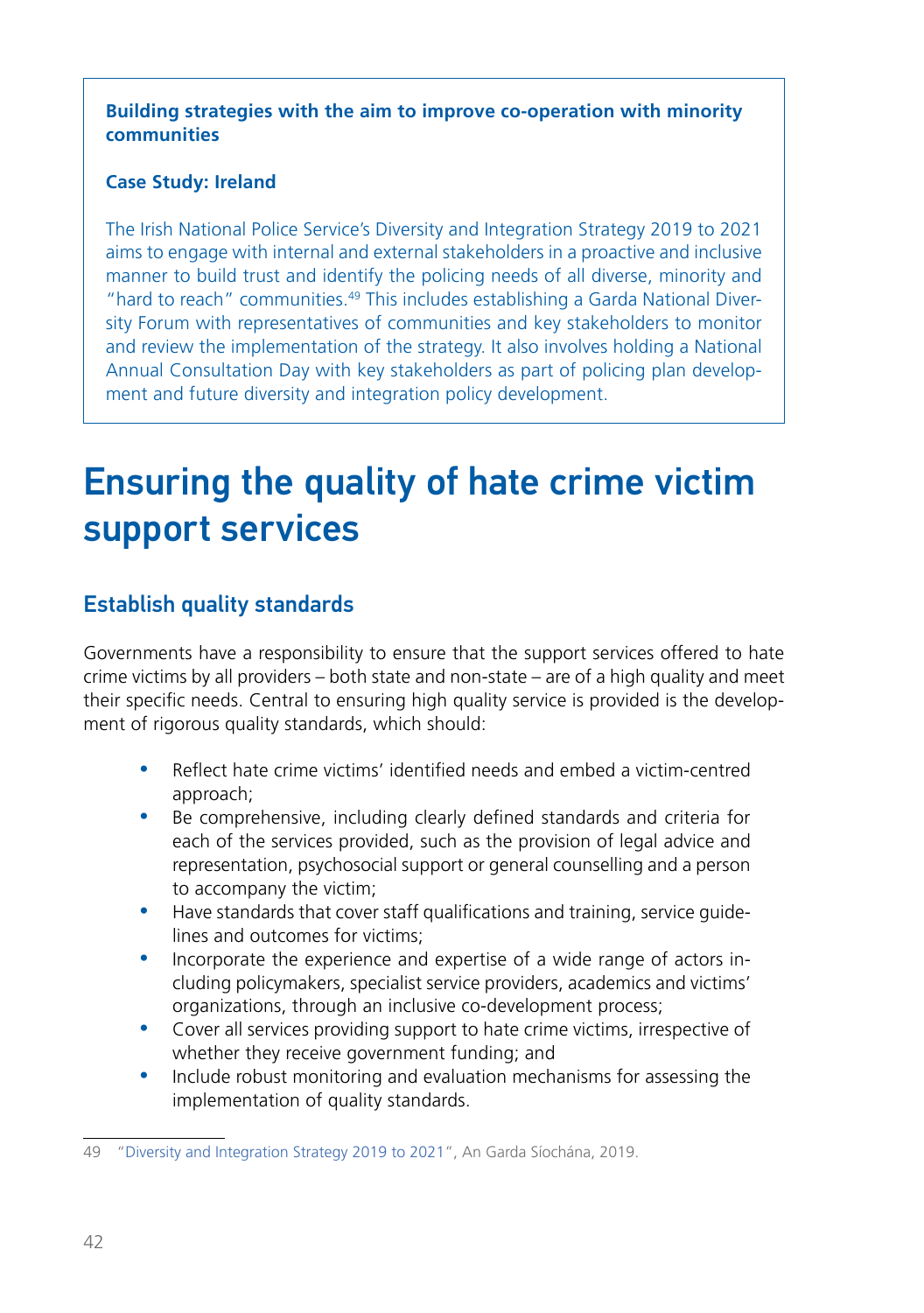**Building strategies with the aim to improve co-operation with minority communities**

**Case Study: Ireland**

The Irish National Police Service's Diversity and Integration Strategy 2019 to 2021 aims to engage with internal and external stakeholders in a proactive and inclusive manner to build trust and identify the policing needs of all diverse, minority and "hard to reach" communities.[49] This includes establishing a Garda National Diversity Forum with representatives of communities and key stakeholders to monitor and review the implementation of the strategy. It also involves holding a National Annual Consultation Day with key stakeholders as part of policing plan development and future diversity and integration policy development.

# Ensuring the quality of hate crime victim support services

## Establish quality standards

Governments have a responsibility to ensure that the support services offered to hate crime victims by all providers – both state and non-state – are of a high quality and meet their specific needs. Central to ensuring high quality service is provided is the development of rigorous quality standards, which should:

- Reflect hate crime victims' identified needs and embed a victim-centred approach;
- Be comprehensive, including clearly defined standards and criteria for each of the services provided, such as the provision of legal advice and representation, psychosocial support or general counselling and a person to accompany the victim;
- Have standards that cover staff qualifications and training, service guidelines and outcomes for victims;
- Incorporate the experience and expertise of a wide range of actors including policymakers, specialist service providers, academics and victims' organizations, through an inclusive co-development process;
- Cover all services providing support to hate crime victims, irrespective of whether they receive government funding; and
- Include robust monitoring and evaluation mechanisms for assessing the implementation of quality standards.

49 "Diversity and Integration Strategy 2019 to 2021", An Garda Síochána, 2019.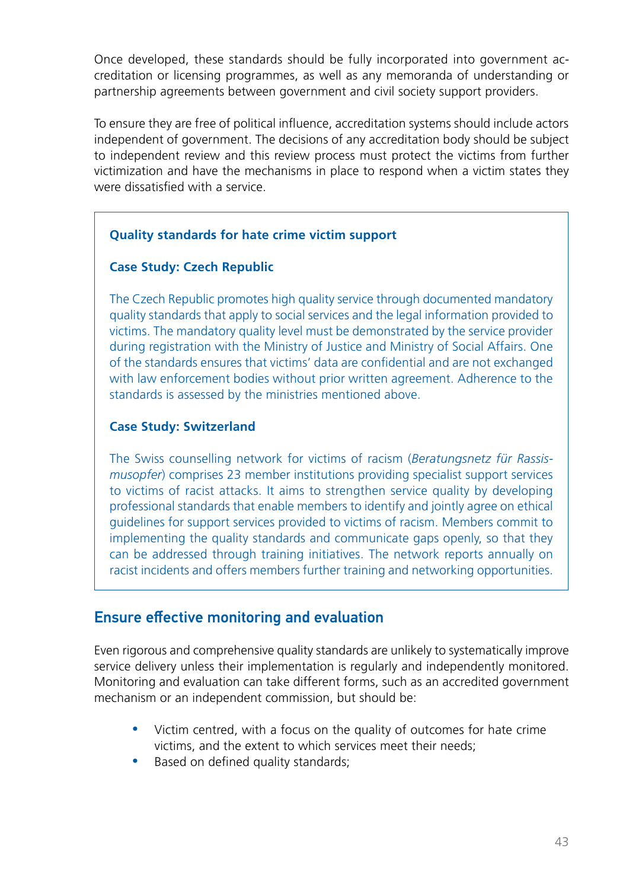Once developed, these standards should be fully incorporated into government accreditation or licensing programmes, as well as any memoranda of understanding or partnership agreements between government and civil society support providers.

To ensure they are free of political influence, accreditation systems should include actors independent of government. The decisions of any accreditation body should be subject to independent review and this review process must protect the victims from further victimization and have the mechanisms in place to respond when a victim states they were dissatisfied with a service.

> **Quality standards for hate crime victim support**
>
> **Case Study: Czech Republic**
>
> The Czech Republic promotes high quality service through documented mandatory quality standards that apply to social services and the legal information provided to victims. The mandatory quality level must be demonstrated by the service provider during registration with the Ministry of Justice and Ministry of Social Affairs. One of the standards ensures that victims' data are confidential and are not exchanged with law enforcement bodies without prior written agreement. Adherence to the standards is assessed by the ministries mentioned above.
>
> **Case Study: Switzerland**
>
> The Swiss counselling network for victims of racism (*Beratungsnetz für Rassismusopfer*) comprises 23 member institutions providing specialist support services to victims of racist attacks. It aims to strengthen service quality by developing professional standards that enable members to identify and jointly agree on ethical guidelines for support services provided to victims of racism. Members commit to implementing the quality standards and communicate gaps openly, so that they can be addressed through training initiatives. The network reports annually on racist incidents and offers members further training and networking opportunities.

## Ensure effective monitoring and evaluation

Even rigorous and comprehensive quality standards are unlikely to systematically improve service delivery unless their implementation is regularly and independently monitored. Monitoring and evaluation can take different forms, such as an accredited government mechanism or an independent commission, but should be:

- Victim centred, with a focus on the quality of outcomes for hate crime victims, and the extent to which services meet their needs;
- Based on defined quality standards;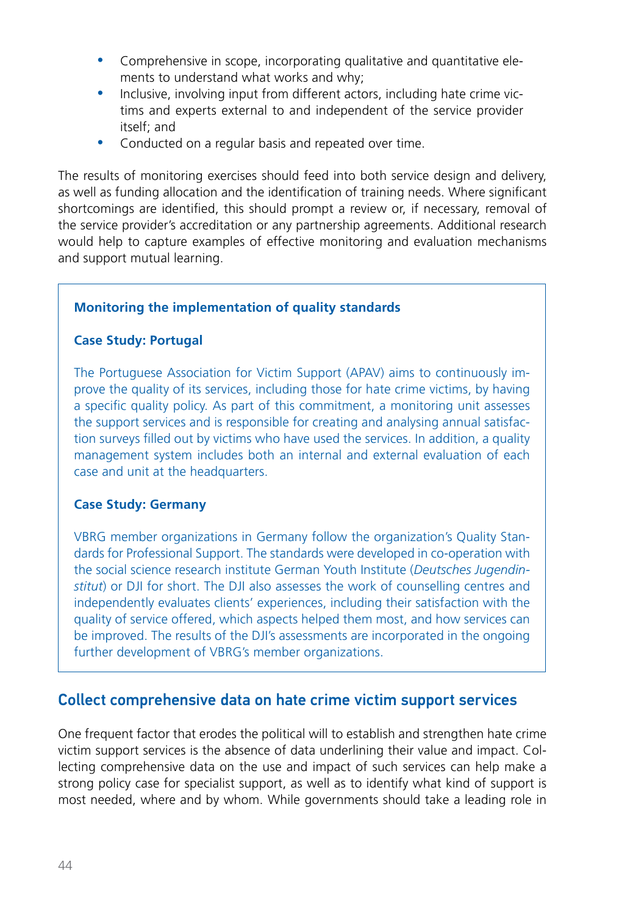- Comprehensive in scope, incorporating qualitative and quantitative elements to understand what works and why;
- Inclusive, involving input from different actors, including hate crime victims and experts external to and independent of the service provider itself; and
- Conducted on a regular basis and repeated over time.

The results of monitoring exercises should feed into both service design and delivery, as well as funding allocation and the identification of training needs. Where significant shortcomings are identified, this should prompt a review or, if necessary, removal of the service provider's accreditation or any partnership agreements. Additional research would help to capture examples of effective monitoring and evaluation mechanisms and support mutual learning.

> **Monitoring the implementation of quality standards**
>
> **Case Study: Portugal**
>
> The Portuguese Association for Victim Support (APAV) aims to continuously improve the quality of its services, including those for hate crime victims, by having a specific quality policy. As part of this commitment, a monitoring unit assesses the support services and is responsible for creating and analysing annual satisfaction surveys filled out by victims who have used the services. In addition, a quality management system includes both an internal and external evaluation of each case and unit at the headquarters.
>
> **Case Study: Germany**
>
> VBRG member organizations in Germany follow the organization's Quality Standards for Professional Support. The standards were developed in co-operation with the social science research institute German Youth Institute (*Deutsches Jugendinstitut*) or DJI for short. The DJI also assesses the work of counselling centres and independently evaluates clients' experiences, including their satisfaction with the quality of service offered, which aspects helped them most, and how services can be improved. The results of the DJI's assessments are incorporated in the ongoing further development of VBRG's member organizations.

## Collect comprehensive data on hate crime victim support services

One frequent factor that erodes the political will to establish and strengthen hate crime victim support services is the absence of data underlining their value and impact. Collecting comprehensive data on the use and impact of such services can help make a strong policy case for specialist support, as well as to identify what kind of support is most needed, where and by whom. While governments should take a leading role in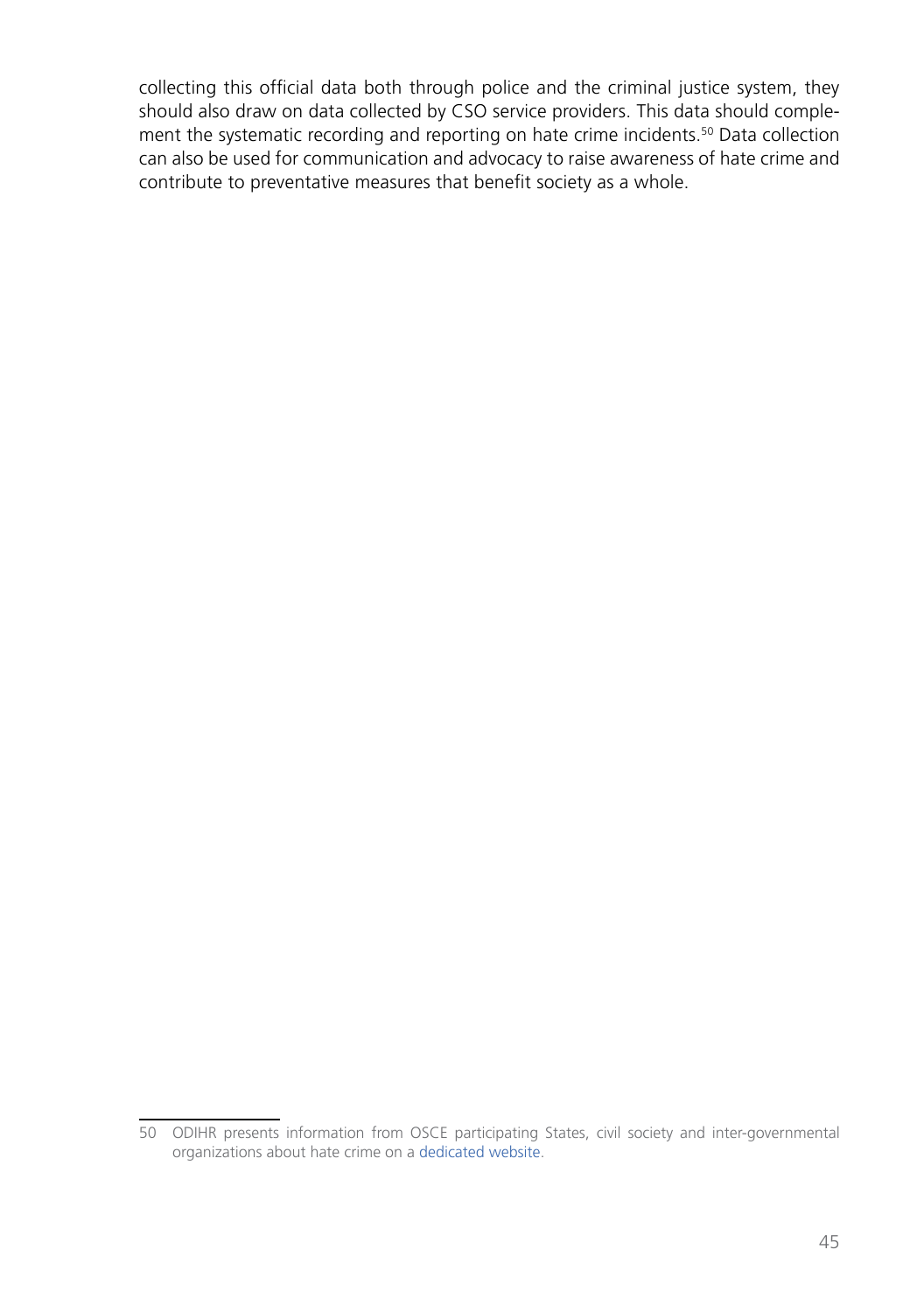collecting this official data both through police and the criminal justice system, they should also draw on data collected by CSO service providers. This data should complement the systematic recording and reporting on hate crime incidents.[50] Data collection can also be used for communication and advocacy to raise awareness of hate crime and contribute to preventative measures that benefit society as a whole.

---

50 ODIHR presents information from OSCE participating States, civil society and inter-governmental organizations about hate crime on a dedicated website.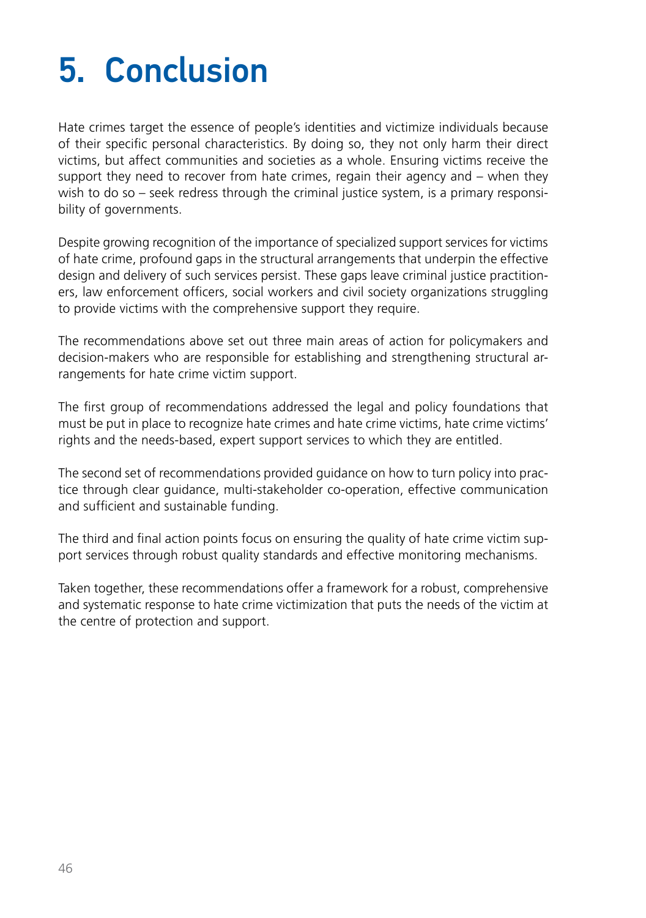# 5. Conclusion

Hate crimes target the essence of people's identities and victimize individuals because of their specific personal characteristics. By doing so, they not only harm their direct victims, but affect communities and societies as a whole. Ensuring victims receive the support they need to recover from hate crimes, regain their agency and – when they wish to do so – seek redress through the criminal justice system, is a primary responsibility of governments.

Despite growing recognition of the importance of specialized support services for victims of hate crime, profound gaps in the structural arrangements that underpin the effective design and delivery of such services persist. These gaps leave criminal justice practitioners, law enforcement officers, social workers and civil society organizations struggling to provide victims with the comprehensive support they require.

The recommendations above set out three main areas of action for policymakers and decision-makers who are responsible for establishing and strengthening structural arrangements for hate crime victim support.

The first group of recommendations addressed the legal and policy foundations that must be put in place to recognize hate crimes and hate crime victims, hate crime victims' rights and the needs-based, expert support services to which they are entitled.

The second set of recommendations provided guidance on how to turn policy into practice through clear guidance, multi-stakeholder co-operation, effective communication and sufficient and sustainable funding.

The third and final action points focus on ensuring the quality of hate crime victim support services through robust quality standards and effective monitoring mechanisms.

Taken together, these recommendations offer a framework for a robust, comprehensive and systematic response to hate crime victimization that puts the needs of the victim at the centre of protection and support.